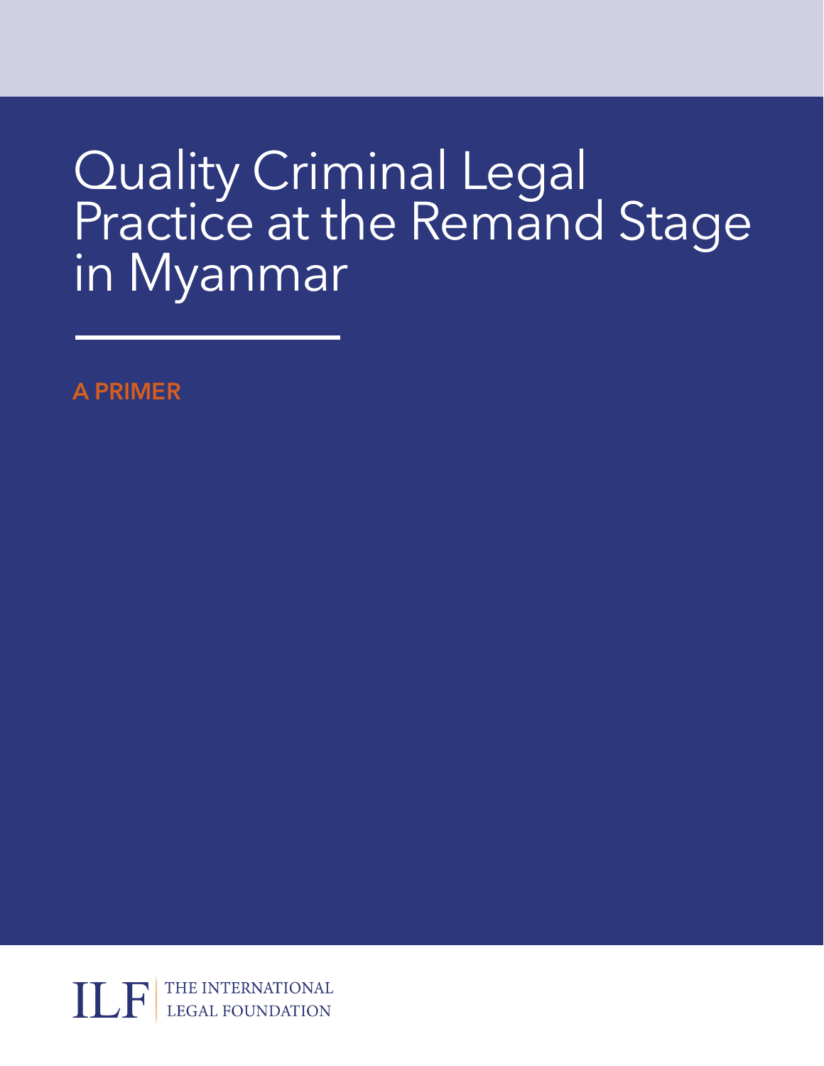# Quality Criminal Legal Practice at the Remand Stage in Myanmar

**A PRIMER**

ILF | THE INTERNATIONAL LEGAL FOUNDATION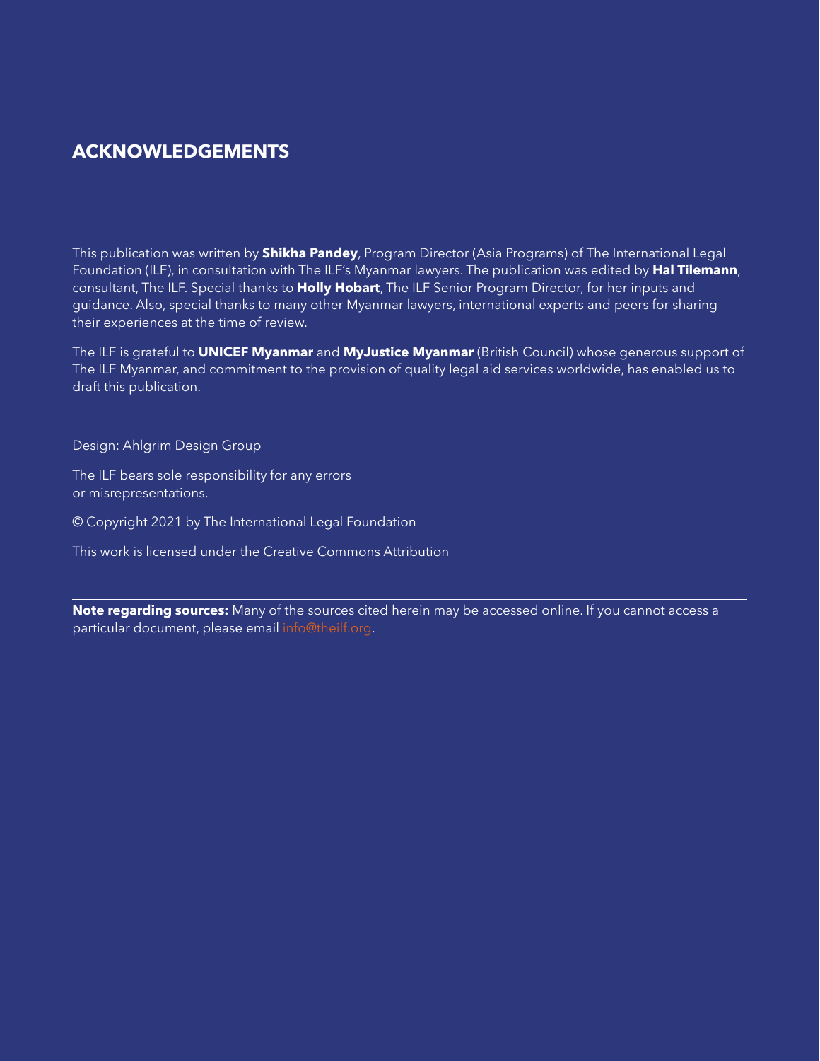## ACKNOWLEDGEMENTS

This publication was written by **Shikha Pandey**, Program Director (Asia Programs) of The International Legal Foundation (ILF), in consultation with The ILF's Myanmar lawyers. The publication was edited by **Hal Tilemann**, consultant, The ILF. Special thanks to **Holly Hobart**, The ILF Senior Program Director, for her inputs and guidance. Also, special thanks to many other Myanmar lawyers, international experts and peers for sharing their experiences at the time of review.

The ILF is grateful to **UNICEF Myanmar** and **MyJustice Myanmar** (British Council) whose generous support of The ILF Myanmar, and commitment to the provision of quality legal aid services worldwide, has enabled us to draft this publication.

Design: Ahlgrim Design Group

The ILF bears sole responsibility for any errors or misrepresentations.

© Copyright 2021 by The International Legal Foundation

This work is licensed under the Creative Commons Attribution

---

**Note regarding sources:** Many of the sources cited herein may be accessed online. If you cannot access a particular document, please email info@theilf.org.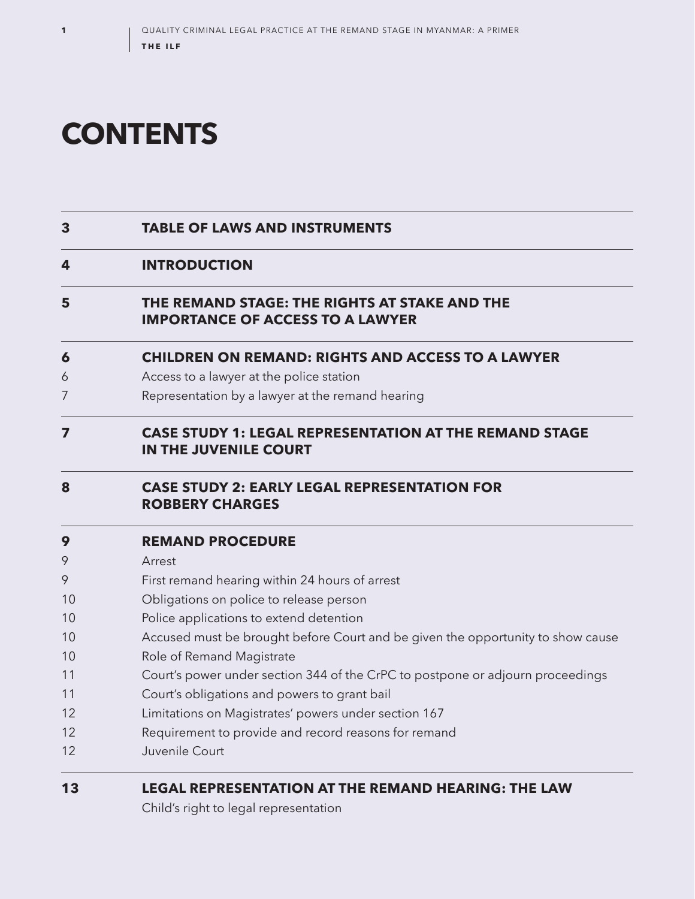# CONTENTS

| | |
|---|---|
| **3** | **TABLE OF LAWS AND INSTRUMENTS** |
| **4** | **INTRODUCTION** |
| **5** | **THE REMAND STAGE: THE RIGHTS AT STAKE AND THE IMPORTANCE OF ACCESS TO A LAWYER** |
| **6** | **CHILDREN ON REMAND: RIGHTS AND ACCESS TO A LAWYER** |
| 6 | Access to a lawyer at the police station |
| 7 | Representation by a lawyer at the remand hearing |
| **7** | **CASE STUDY 1: LEGAL REPRESENTATION AT THE REMAND STAGE IN THE JUVENILE COURT** |
| **8** | **CASE STUDY 2: EARLY LEGAL REPRESENTATION FOR ROBBERY CHARGES** |
| **9** | **REMAND PROCEDURE** |
| 9 | Arrest |
| 9 | First remand hearing within 24 hours of arrest |
| 10 | Obligations on police to release person |
| 10 | Police applications to extend detention |
| 10 | Accused must be brought before Court and be given the opportunity to show cause |
| 10 | Role of Remand Magistrate |
| 11 | Court's power under section 344 of the CrPC to postpone or adjourn proceedings |
| 11 | Court's obligations and powers to grant bail |
| 12 | Limitations on Magistrates' powers under section 167 |
| 12 | Requirement to provide and record reasons for remand |
| 12 | Juvenile Court |
| **13** | **LEGAL REPRESENTATION AT THE REMAND HEARING: THE LAW** |
| | Child's right to legal representation |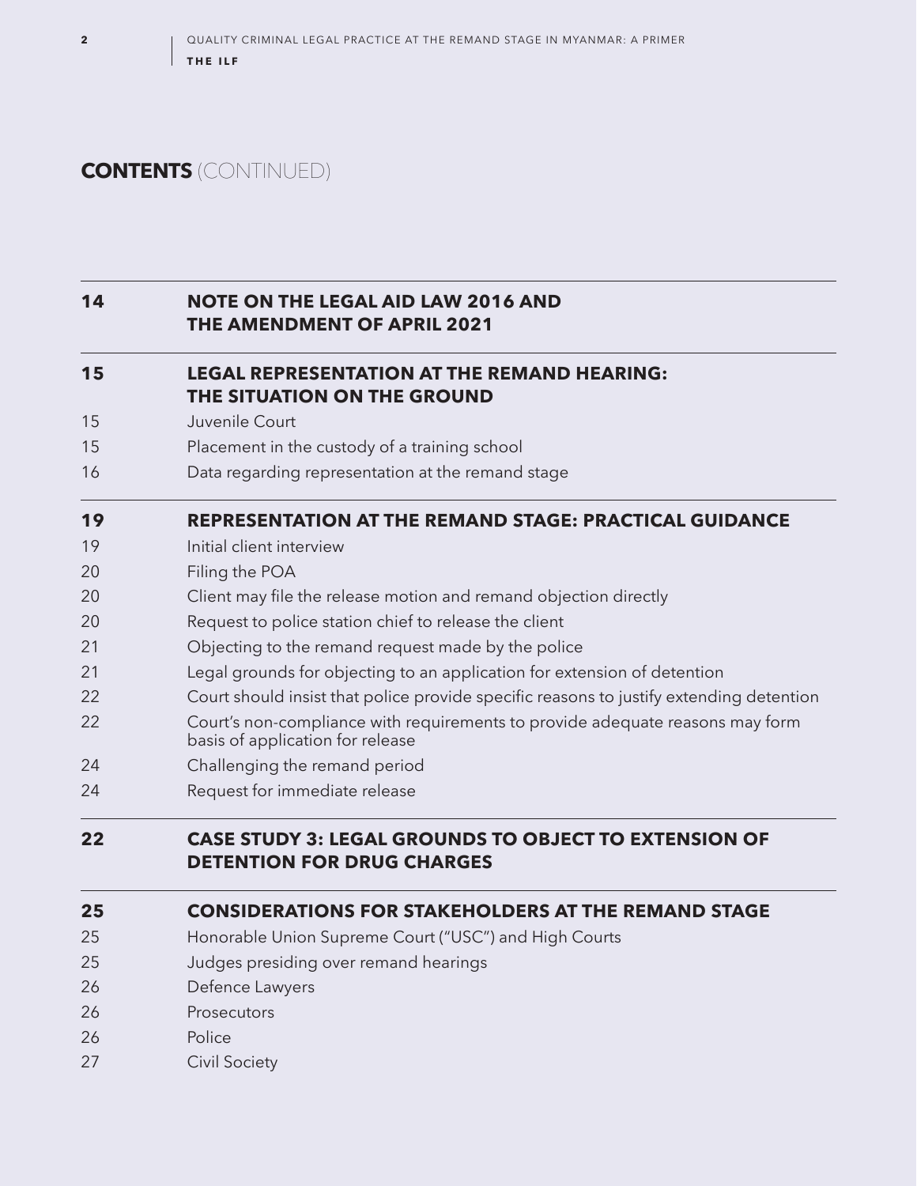## CONTENTS (CONTINUED)

| | |
|---|---|
| **14** | **NOTE ON THE LEGAL AID LAW 2016 AND THE AMENDMENT OF APRIL 2021** |
| **15** | **LEGAL REPRESENTATION AT THE REMAND HEARING: THE SITUATION ON THE GROUND** |
| 15 | Juvenile Court |
| 15 | Placement in the custody of a training school |
| 16 | Data regarding representation at the remand stage |
| **19** | **REPRESENTATION AT THE REMAND STAGE: PRACTICAL GUIDANCE** |
| 19 | Initial client interview |
| 20 | Filing the POA |
| 20 | Client may file the release motion and remand objection directly |
| 20 | Request to police station chief to release the client |
| 21 | Objecting to the remand request made by the police |
| 21 | Legal grounds for objecting to an application for extension of detention |
| 22 | Court should insist that police provide specific reasons to justify extending detention |
| 22 | Court's non-compliance with requirements to provide adequate reasons may form basis of application for release |
| 24 | Challenging the remand period |
| 24 | Request for immediate release |
| **22** | **CASE STUDY 3: LEGAL GROUNDS TO OBJECT TO EXTENSION OF DETENTION FOR DRUG CHARGES** |
| **25** | **CONSIDERATIONS FOR STAKEHOLDERS AT THE REMAND STAGE** |
| 25 | Honorable Union Supreme Court ("USC") and High Courts |
| 25 | Judges presiding over remand hearings |
| 26 | Defence Lawyers |
| 26 | Prosecutors |
| 26 | Police |
| 27 | Civil Society |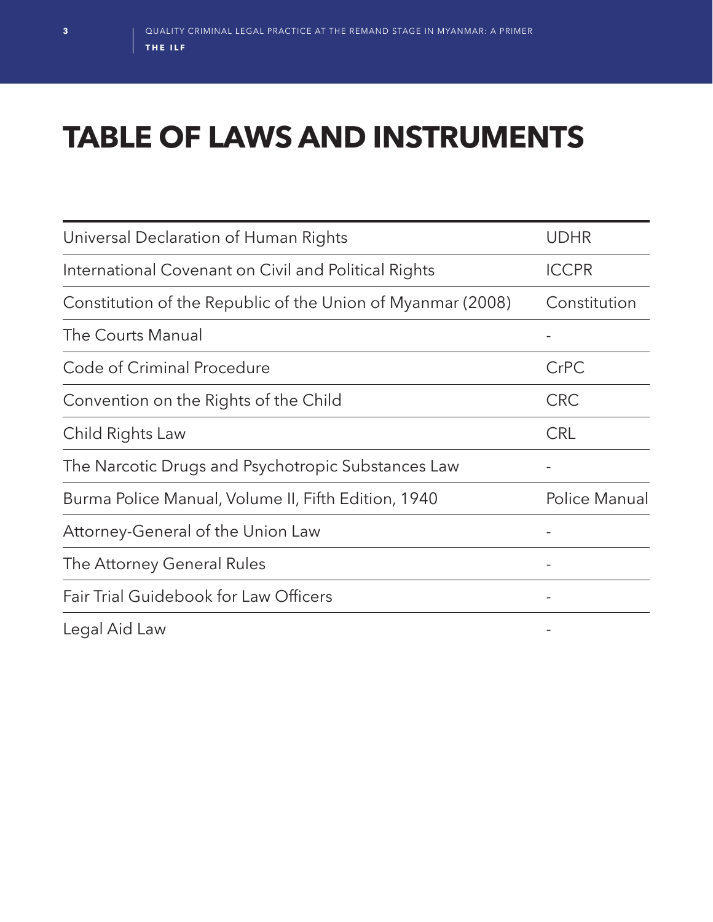# TABLE OF LAWS AND INSTRUMENTS

| | |
|---|---|
| Universal Declaration of Human Rights | UDHR |
| International Covenant on Civil and Political Rights | ICCPR |
| Constitution of the Republic of the Union of Myanmar (2008) | Constitution |
| The Courts Manual | - |
| Code of Criminal Procedure | CrPC |
| Convention on the Rights of the Child | CRC |
| Child Rights Law | CRL |
| The Narcotic Drugs and Psychotropic Substances Law | - |
| Burma Police Manual, Volume II, Fifth Edition, 1940 | Police Manual |
| Attorney-General of the Union Law | - |
| The Attorney General Rules | - |
| Fair Trial Guidebook for Law Officers | - |
| Legal Aid Law | - |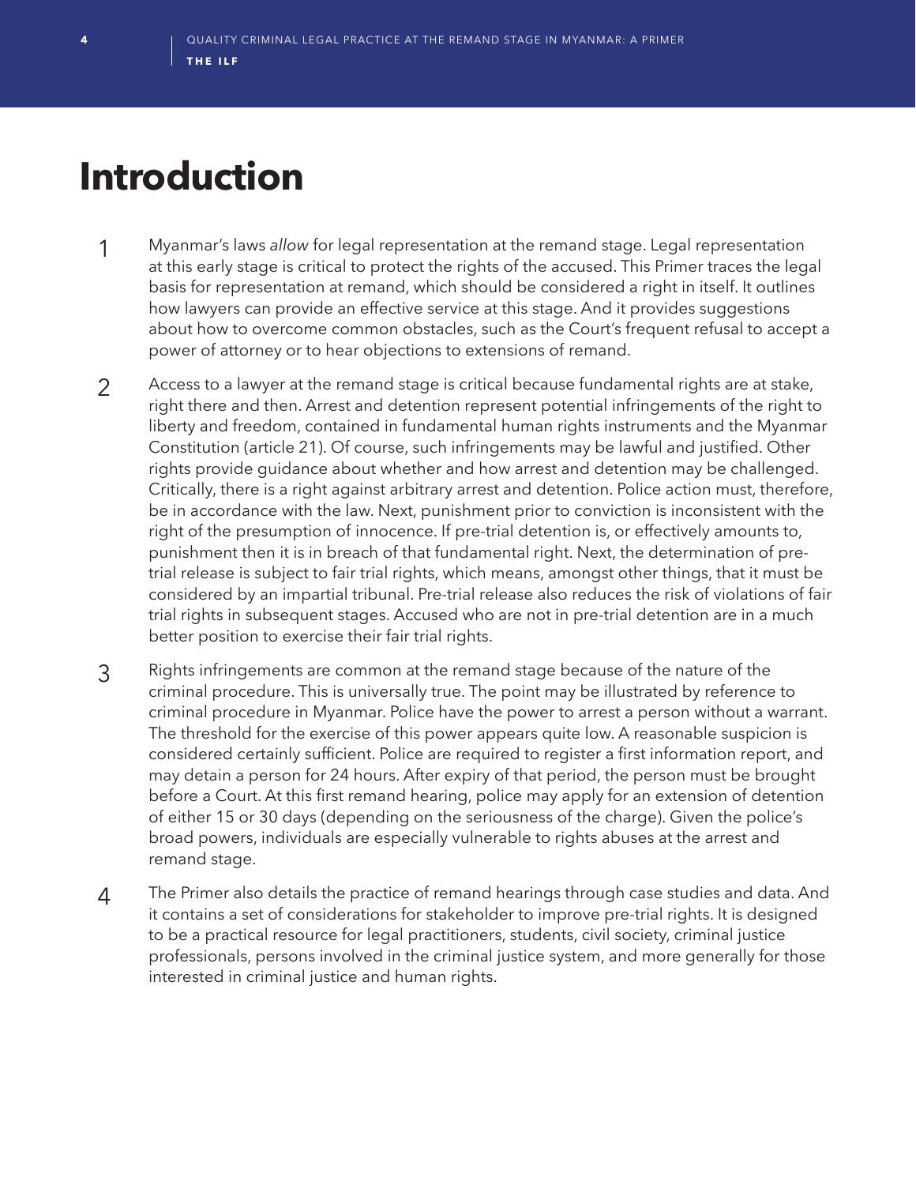# Introduction

1 Myanmar's laws *allow* for legal representation at the remand stage. Legal representation at this early stage is critical to protect the rights of the accused. This Primer traces the legal basis for representation at remand, which should be considered a right in itself. It outlines how lawyers can provide an effective service at this stage. And it provides suggestions about how to overcome common obstacles, such as the Court's frequent refusal to accept a power of attorney or to hear objections to extensions of remand.

2 Access to a lawyer at the remand stage is critical because fundamental rights are at stake, right there and then. Arrest and detention represent potential infringements of the right to liberty and freedom, contained in fundamental human rights instruments and the Myanmar Constitution (article 21). Of course, such infringements may be lawful and justified. Other rights provide guidance about whether and how arrest and detention may be challenged. Critically, there is a right against arbitrary arrest and detention. Police action must, therefore, be in accordance with the law. Next, punishment prior to conviction is inconsistent with the right of the presumption of innocence. If pre-trial detention is, or effectively amounts to, punishment then it is in breach of that fundamental right. Next, the determination of pre-trial release is subject to fair trial rights, which means, amongst other things, that it must be considered by an impartial tribunal. Pre-trial release also reduces the risk of violations of fair trial rights in subsequent stages. Accused who are not in pre-trial detention are in a much better position to exercise their fair trial rights.

3 Rights infringements are common at the remand stage because of the nature of the criminal procedure. This is universally true. The point may be illustrated by reference to criminal procedure in Myanmar. Police have the power to arrest a person without a warrant. The threshold for the exercise of this power appears quite low. A reasonable suspicion is considered certainly sufficient. Police are required to register a first information report, and may detain a person for 24 hours. After expiry of that period, the person must be brought before a Court. At this first remand hearing, police may apply for an extension of detention of either 15 or 30 days (depending on the seriousness of the charge). Given the police's broad powers, individuals are especially vulnerable to rights abuses at the arrest and remand stage.

4 The Primer also details the practice of remand hearings through case studies and data. And it contains a set of considerations for stakeholder to improve pre-trial rights. It is designed to be a practical resource for legal practitioners, students, civil society, criminal justice professionals, persons involved in the criminal justice system, and more generally for those interested in criminal justice and human rights.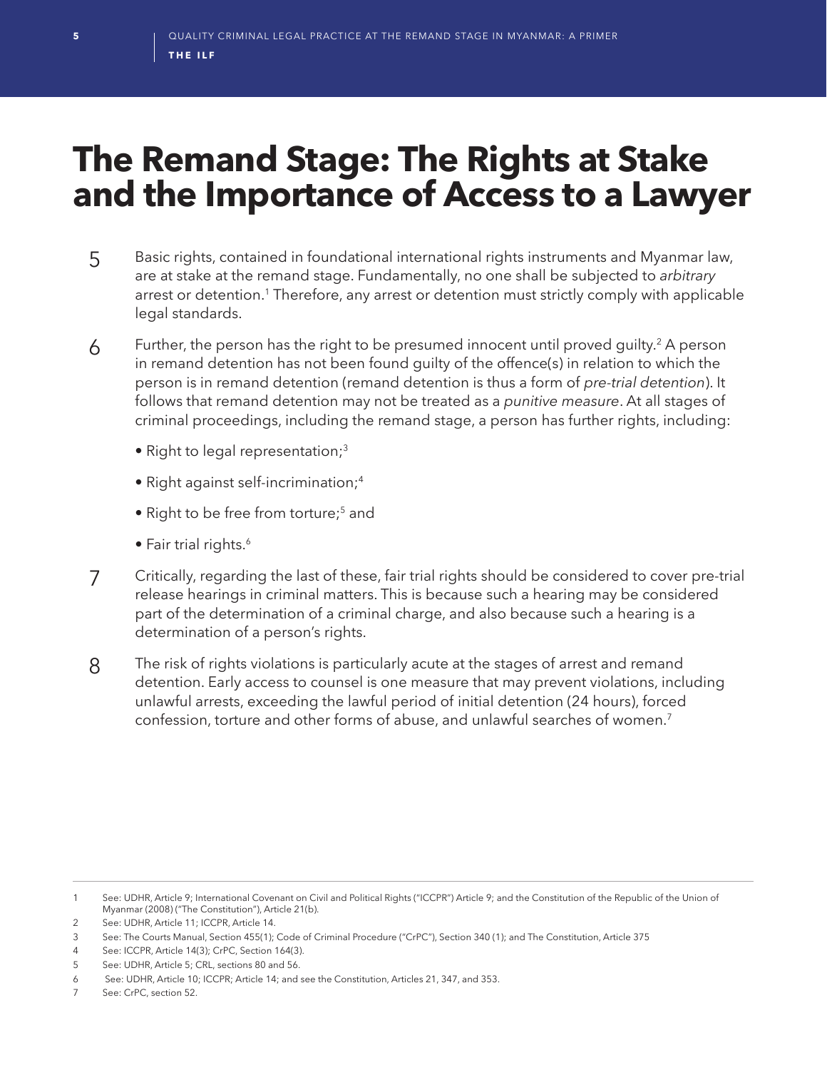# The Remand Stage: The Rights at Stake and the Importance of Access to a Lawyer

5 Basic rights, contained in foundational international rights instruments and Myanmar law, are at stake at the remand stage. Fundamentally, no one shall be subjected to *arbitrary* arrest or detention.[1] Therefore, any arrest or detention must strictly comply with applicable legal standards.

6 Further, the person has the right to be presumed innocent until proved guilty.[2] A person in remand detention has not been found guilty of the offence(s) in relation to which the person is in remand detention (remand detention is thus a form of *pre-trial detention*). It follows that remand detention may not be treated as a *punitive measure*. At all stages of criminal proceedings, including the remand stage, a person has further rights, including:

- Right to legal representation;[3]
- Right against self-incrimination;[4]
- Right to be free from torture;[5] and
- Fair trial rights.[6]

7 Critically, regarding the last of these, fair trial rights should be considered to cover pre-trial release hearings in criminal matters. This is because such a hearing may be considered part of the determination of a criminal charge, and also because such a hearing is a determination of a person's rights.

8 The risk of rights violations is particularly acute at the stages of arrest and remand detention. Early access to counsel is one measure that may prevent violations, including unlawful arrests, exceeding the lawful period of initial detention (24 hours), forced confession, torture and other forms of abuse, and unlawful searches of women.[7]

---

1 See: UDHR, Article 9; International Covenant on Civil and Political Rights ("ICCPR") Article 9; and the Constitution of the Republic of the Union of Myanmar (2008) ("The Constitution"), Article 21(b).

2 See: UDHR, Article 11; ICCPR, Article 14.

3 See: The Courts Manual, Section 455(1); Code of Criminal Procedure ("CrPC"), Section 340 (1); and The Constitution, Article 375

4 See: ICCPR, Article 14(3); CrPC, Section 164(3).

5 See: UDHR, Article 5; CRL, sections 80 and 56.

6 See: UDHR, Article 10; ICCPR; Article 14; and see the Constitution, Articles 21, 347, and 353.

7 See: CrPC, section 52.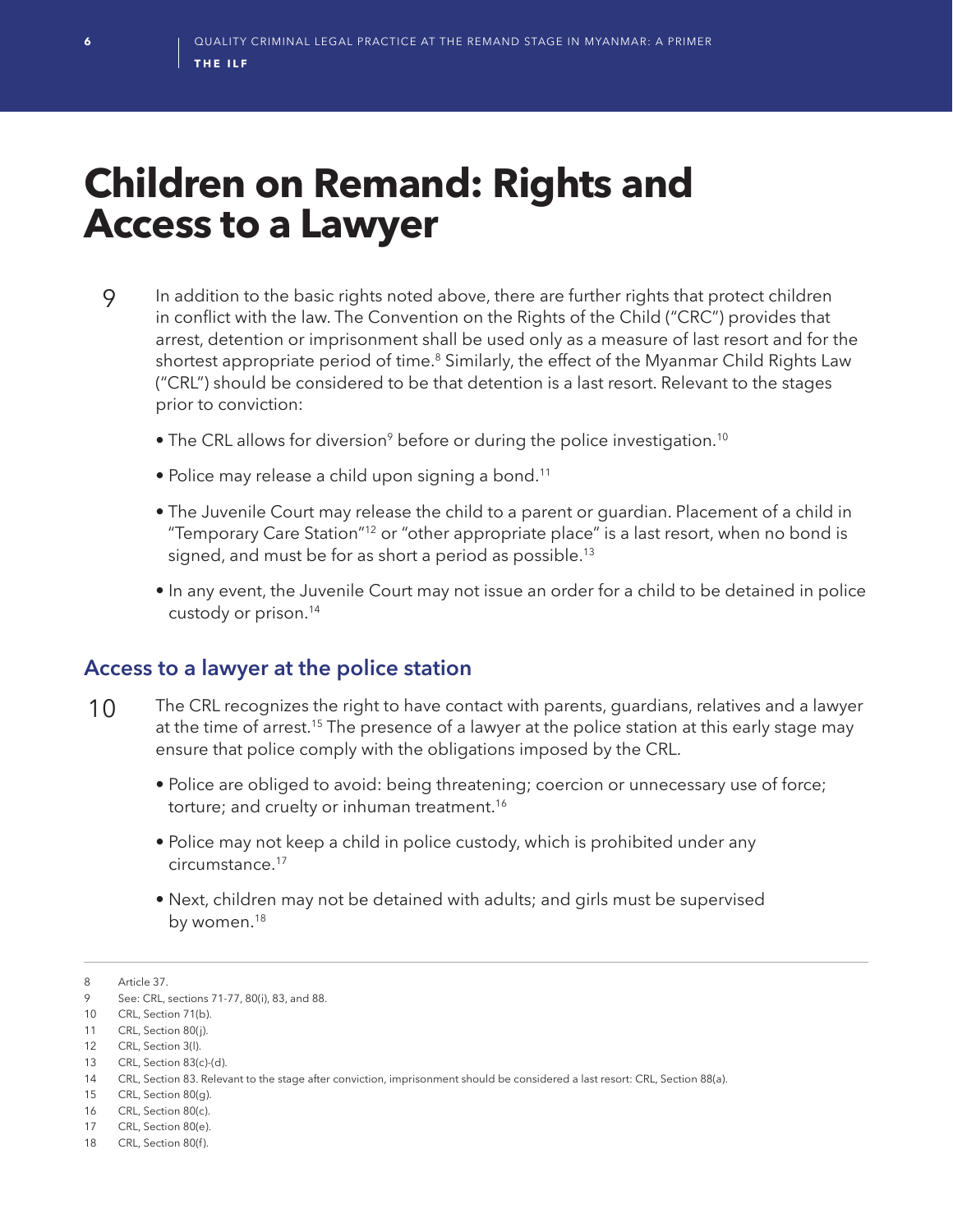# Children on Remand: Rights and Access to a Lawyer

9 In addition to the basic rights noted above, there are further rights that protect children in conflict with the law. The Convention on the Rights of the Child ("CRC") provides that arrest, detention or imprisonment shall be used only as a measure of last resort and for the shortest appropriate period of time.[8] Similarly, the effect of the Myanmar Child Rights Law ("CRL") should be considered to be that detention is a last resort. Relevant to the stages prior to conviction:

- The CRL allows for diversion[9] before or during the police investigation.[10]
- Police may release a child upon signing a bond.[11]
- The Juvenile Court may release the child to a parent or guardian. Placement of a child in "Temporary Care Station"[12] or "other appropriate place" is a last resort, when no bond is signed, and must be for as short a period as possible.[13]
- In any event, the Juvenile Court may not issue an order for a child to be detained in police custody or prison.[14]

## Access to a lawyer at the police station

10 The CRL recognizes the right to have contact with parents, guardians, relatives and a lawyer at the time of arrest.[15] The presence of a lawyer at the police station at this early stage may ensure that police comply with the obligations imposed by the CRL.

- Police are obliged to avoid: being threatening; coercion or unnecessary use of force; torture; and cruelty or inhuman treatment.[16]
- Police may not keep a child in police custody, which is prohibited under any circumstance.[17]
- Next, children may not be detained with adults; and girls must be supervised by women.[18]

---

8 Article 37.
9 See: CRL, sections 71-77, 80(i), 83, and 88.
10 CRL, Section 71(b).
11 CRL, Section 80(j).
12 CRL, Section 3(l).
13 CRL, Section 83(c)-(d).
14 CRL, Section 83. Relevant to the stage after conviction, imprisonment should be considered a last resort: CRL, Section 88(a).
15 CRL, Section 80(g).
16 CRL, Section 80(c).
17 CRL, Section 80(e).
18 CRL, Section 80(f).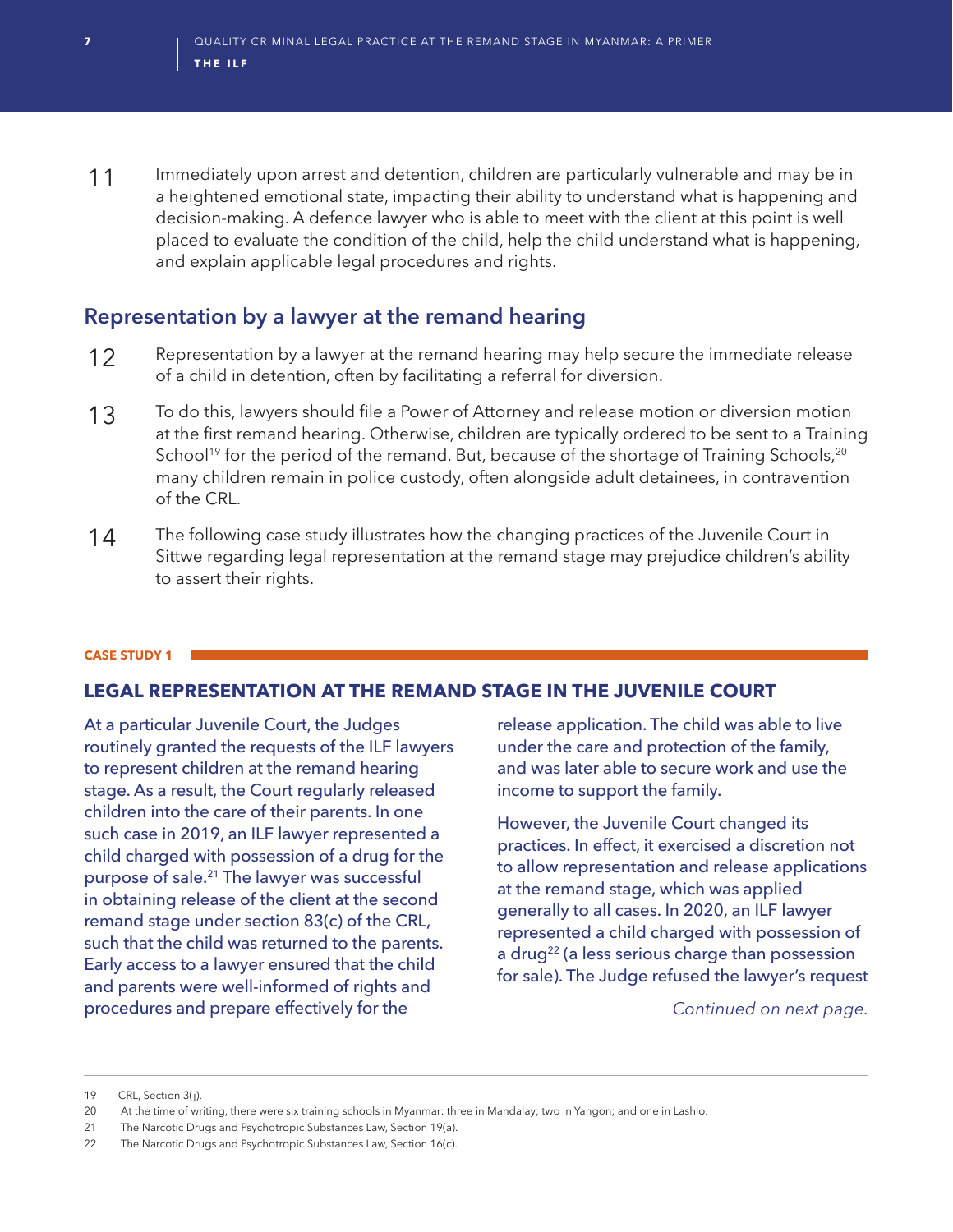11 Immediately upon arrest and detention, children are particularly vulnerable and may be in a heightened emotional state, impacting their ability to understand what is happening and decision-making. A defence lawyer who is able to meet with the client at this point is well placed to evaluate the condition of the child, help the child understand what is happening, and explain applicable legal procedures and rights.

## Representation by a lawyer at the remand hearing

12 Representation by a lawyer at the remand hearing may help secure the immediate release of a child in detention, often by facilitating a referral for diversion.

13 To do this, lawyers should file a Power of Attorney and release motion or diversion motion at the first remand hearing. Otherwise, children are typically ordered to be sent to a Training School[19] for the period of the remand. But, because of the shortage of Training Schools,[20] many children remain in police custody, often alongside adult detainees, in contravention of the CRL.

14 The following case study illustrates how the changing practices of the Juvenile Court in Sittwe regarding legal representation at the remand stage may prejudice children's ability to assert their rights.

**CASE STUDY 1**

### LEGAL REPRESENTATION AT THE REMAND STAGE IN THE JUVENILE COURT

At a particular Juvenile Court, the Judges routinely granted the requests of the ILF lawyers to represent children at the remand hearing stage. As a result, the Court regularly released children into the care of their parents. In one such case in 2019, an ILF lawyer represented a child charged with possession of a drug for the purpose of sale.[21] The lawyer was successful in obtaining release of the client at the second remand stage under section 83(c) of the CRL, such that the child was returned to the parents. Early access to a lawyer ensured that the child and parents were well-informed of rights and procedures and prepare effectively for the release application. The child was able to live under the care and protection of the family, and was later able to secure work and use the income to support the family.

However, the Juvenile Court changed its practices. In effect, it exercised a discretion not to allow representation and release applications at the remand stage, which was applied generally to all cases. In 2020, an ILF lawyer represented a child charged with possession of a drug[22] (a less serious charge than possession for sale). The Judge refused the lawyer's request

*Continued on next page.*

---

19 CRL, Section 3(j).

20 At the time of writing, there were six training schools in Myanmar: three in Mandalay; two in Yangon; and one in Lashio.

21 The Narcotic Drugs and Psychotropic Substances Law, Section 19(a).

22 The Narcotic Drugs and Psychotropic Substances Law, Section 16(c).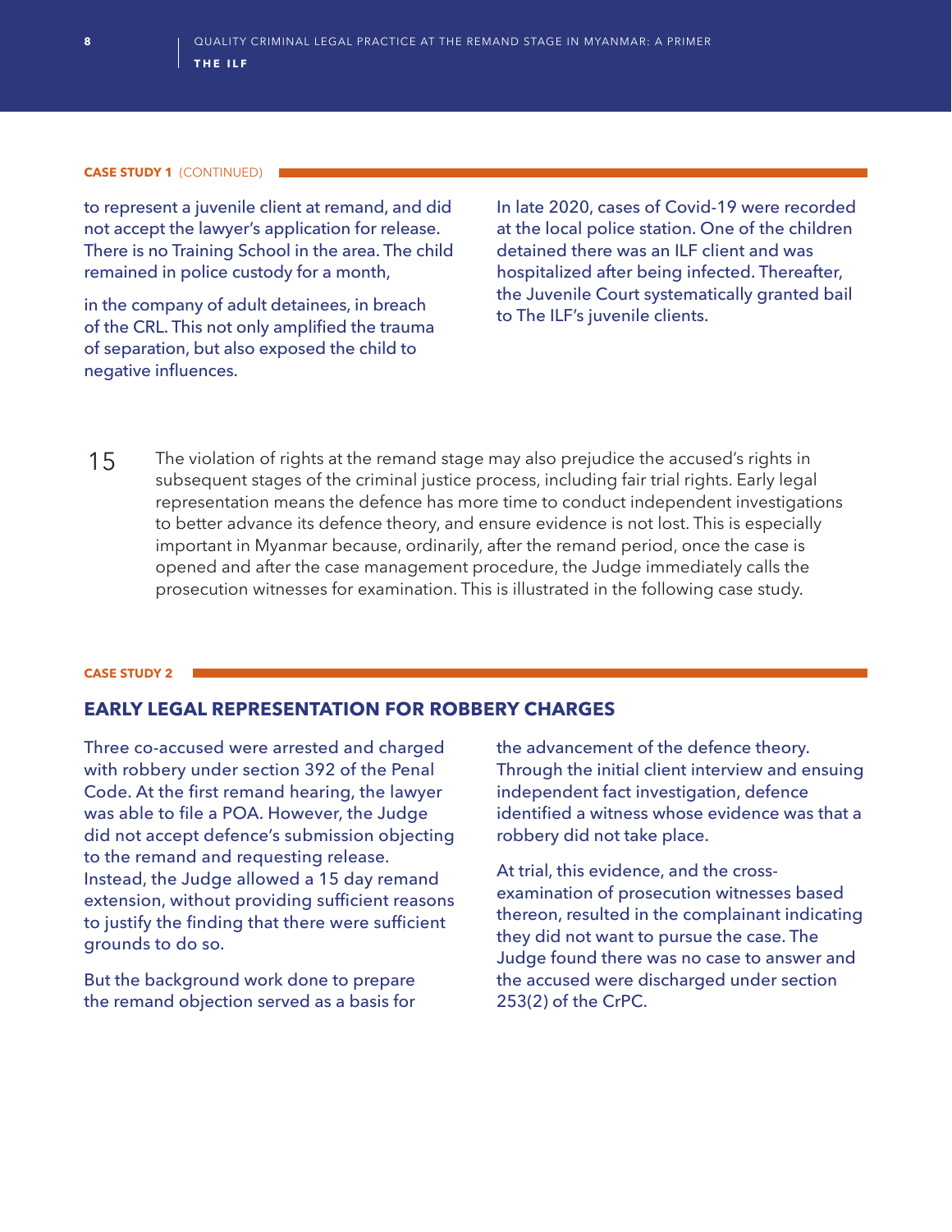**CASE STUDY 1** (CONTINUED)

to represent a juvenile client at remand, and did not accept the lawyer's application for release. There is no Training School in the area. The child remained in police custody for a month,

in the company of adult detainees, in breach of the CRL. This not only amplified the trauma of separation, but also exposed the child to negative influences.

In late 2020, cases of Covid-19 were recorded at the local police station. One of the children detained there was an ILF client and was hospitalized after being infected. Thereafter, the Juvenile Court systematically granted bail to The ILF's juvenile clients.

15 The violation of rights at the remand stage may also prejudice the accused's rights in subsequent stages of the criminal justice process, including fair trial rights. Early legal representation means the defence has more time to conduct independent investigations to better advance its defence theory, and ensure evidence is not lost. This is especially important in Myanmar because, ordinarily, after the remand period, once the case is opened and after the case management procedure, the Judge immediately calls the prosecution witnesses for examination. This is illustrated in the following case study.

**CASE STUDY 2**

## EARLY LEGAL REPRESENTATION FOR ROBBERY CHARGES

Three co-accused were arrested and charged with robbery under section 392 of the Penal Code. At the first remand hearing, the lawyer was able to file a POA. However, the Judge did not accept defence's submission objecting to the remand and requesting release. Instead, the Judge allowed a 15 day remand extension, without providing sufficient reasons to justify the finding that there were sufficient grounds to do so.

But the background work done to prepare the remand objection served as a basis for the advancement of the defence theory. Through the initial client interview and ensuing independent fact investigation, defence identified a witness whose evidence was that a robbery did not take place.

At trial, this evidence, and the cross-examination of prosecution witnesses based thereon, resulted in the complainant indicating they did not want to pursue the case. The Judge found there was no case to answer and the accused were discharged under section 253(2) of the CrPC.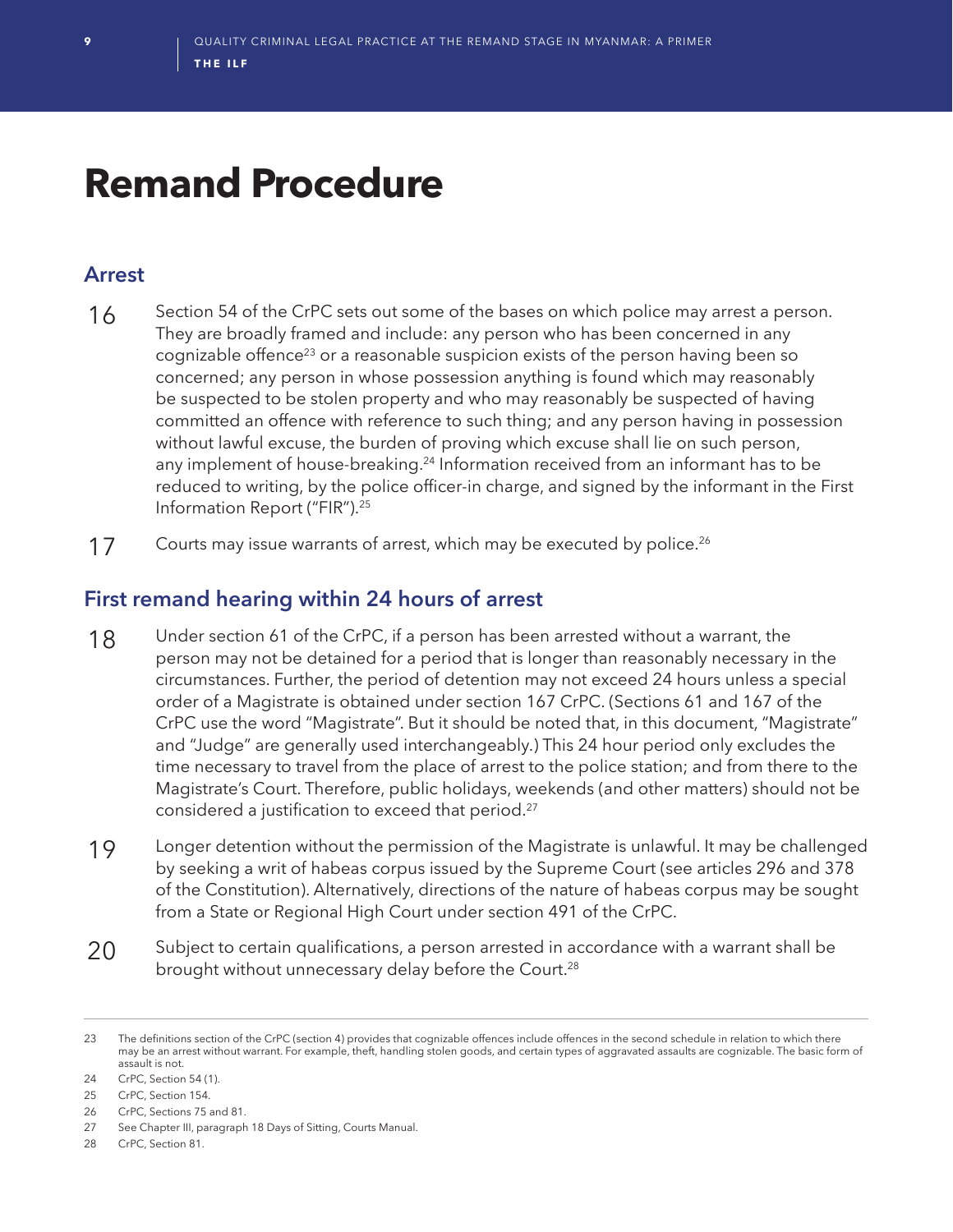# Remand Procedure

## Arrest

16 Section 54 of the CrPC sets out some of the bases on which police may arrest a person. They are broadly framed and include: any person who has been concerned in any cognizable offence[23] or a reasonable suspicion exists of the person having been so concerned; any person in whose possession anything is found which may reasonably be suspected to be stolen property and who may reasonably be suspected of having committed an offence with reference to such thing; and any person having in possession without lawful excuse, the burden of proving which excuse shall lie on such person, any implement of house-breaking.[24] Information received from an informant has to be reduced to writing, by the police officer-in charge, and signed by the informant in the First Information Report ("FIR").[25]

17 Courts may issue warrants of arrest, which may be executed by police.[26]

## First remand hearing within 24 hours of arrest

18 Under section 61 of the CrPC, if a person has been arrested without a warrant, the person may not be detained for a period that is longer than reasonably necessary in the circumstances. Further, the period of detention may not exceed 24 hours unless a special order of a Magistrate is obtained under section 167 CrPC. (Sections 61 and 167 of the CrPC use the word "Magistrate". But it should be noted that, in this document, "Magistrate" and "Judge" are generally used interchangeably.) This 24 hour period only excludes the time necessary to travel from the place of arrest to the police station; and from there to the Magistrate's Court. Therefore, public holidays, weekends (and other matters) should not be considered a justification to exceed that period.[27]

19 Longer detention without the permission of the Magistrate is unlawful. It may be challenged by seeking a writ of habeas corpus issued by the Supreme Court (see articles 296 and 378 of the Constitution). Alternatively, directions of the nature of habeas corpus may be sought from a State or Regional High Court under section 491 of the CrPC.

20 Subject to certain qualifications, a person arrested in accordance with a warrant shall be brought without unnecessary delay before the Court.[28]

---

23 The definitions section of the CrPC (section 4) provides that cognizable offences include offences in the second schedule in relation to which there may be an arrest without warrant. For example, theft, handling stolen goods, and certain types of aggravated assaults are cognizable. The basic form of assault is not.

24 CrPC, Section 54 (1).

25 CrPC, Section 154.

26 CrPC, Sections 75 and 81.

27 See Chapter III, paragraph 18 Days of Sitting, Courts Manual.

28 CrPC, Section 81.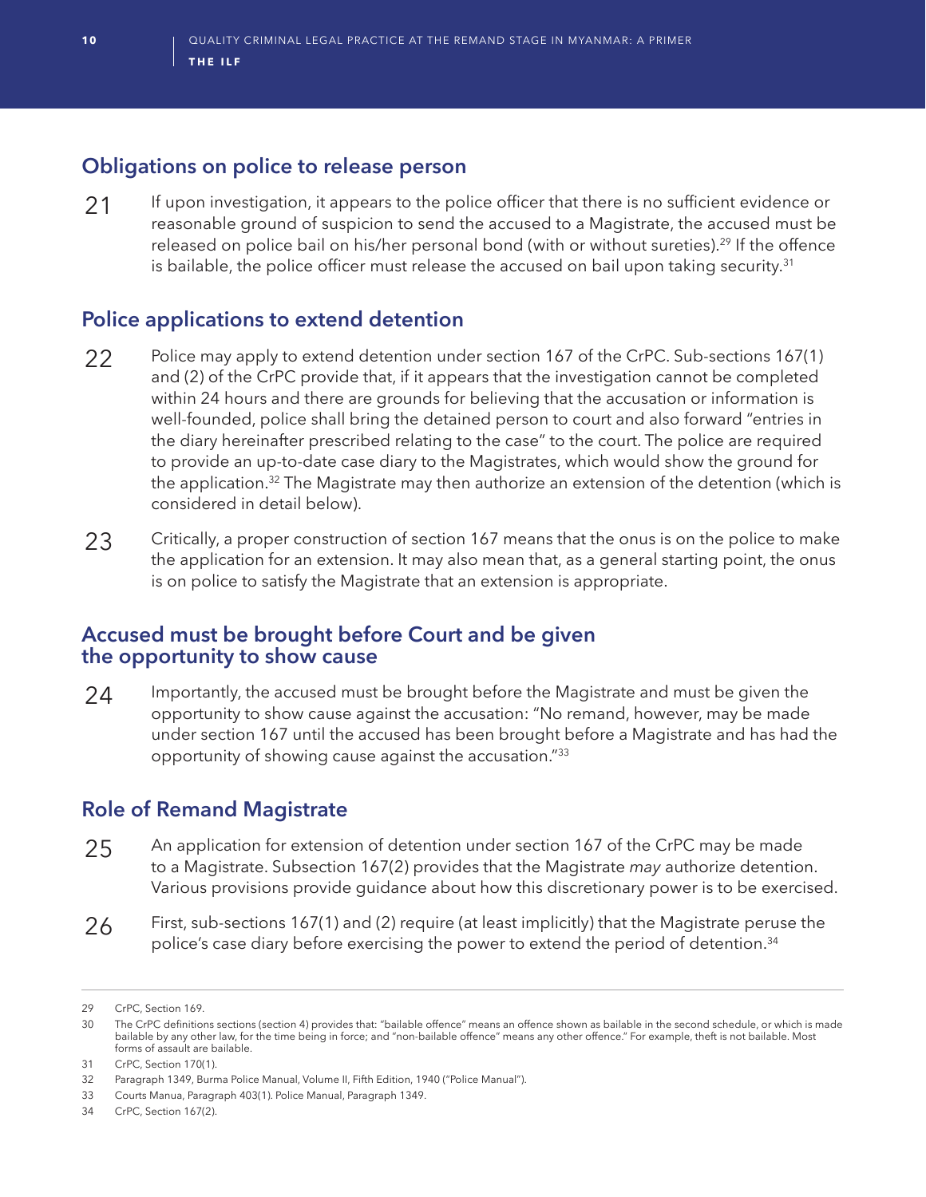## Obligations on police to release person

21 If upon investigation, it appears to the police officer that there is no sufficient evidence or reasonable ground of suspicion to send the accused to a Magistrate, the accused must be released on police bail on his/her personal bond (with or without sureties).[29] If the offence is bailable, the police officer must release the accused on bail upon taking security.[31]

## Police applications to extend detention

22 Police may apply to extend detention under section 167 of the CrPC. Sub-sections 167(1) and (2) of the CrPC provide that, if it appears that the investigation cannot be completed within 24 hours and there are grounds for believing that the accusation or information is well-founded, police shall bring the detained person to court and also forward "entries in the diary hereinafter prescribed relating to the case" to the court. The police are required to provide an up-to-date case diary to the Magistrates, which would show the ground for the application.[32] The Magistrate may then authorize an extension of the detention (which is considered in detail below).

23 Critically, a proper construction of section 167 means that the onus is on the police to make the application for an extension. It may also mean that, as a general starting point, the onus is on police to satisfy the Magistrate that an extension is appropriate.

## Accused must be brought before Court and be given the opportunity to show cause

24 Importantly, the accused must be brought before the Magistrate and must be given the opportunity to show cause against the accusation: "No remand, however, may be made under section 167 until the accused has been brought before a Magistrate and has had the opportunity of showing cause against the accusation."[33]

## Role of Remand Magistrate

25 An application for extension of detention under section 167 of the CrPC may be made to a Magistrate. Subsection 167(2) provides that the Magistrate *may* authorize detention. Various provisions provide guidance about how this discretionary power is to be exercised.

26 First, sub-sections 167(1) and (2) require (at least implicitly) that the Magistrate peruse the police's case diary before exercising the power to extend the period of detention.[34]

---

29 CrPC, Section 169.

30 The CrPC definitions sections (section 4) provides that: "bailable offence" means an offence shown as bailable in the second schedule, or which is made bailable by any other law, for the time being in force; and "non-bailable offence" means any other offence." For example, theft is not bailable. Most forms of assault are bailable.

31 CrPC, Section 170(1).

32 Paragraph 1349, Burma Police Manual, Volume II, Fifth Edition, 1940 ("Police Manual").

33 Courts Manua, Paragraph 403(1). Police Manual, Paragraph 1349.

34 CrPC, Section 167(2).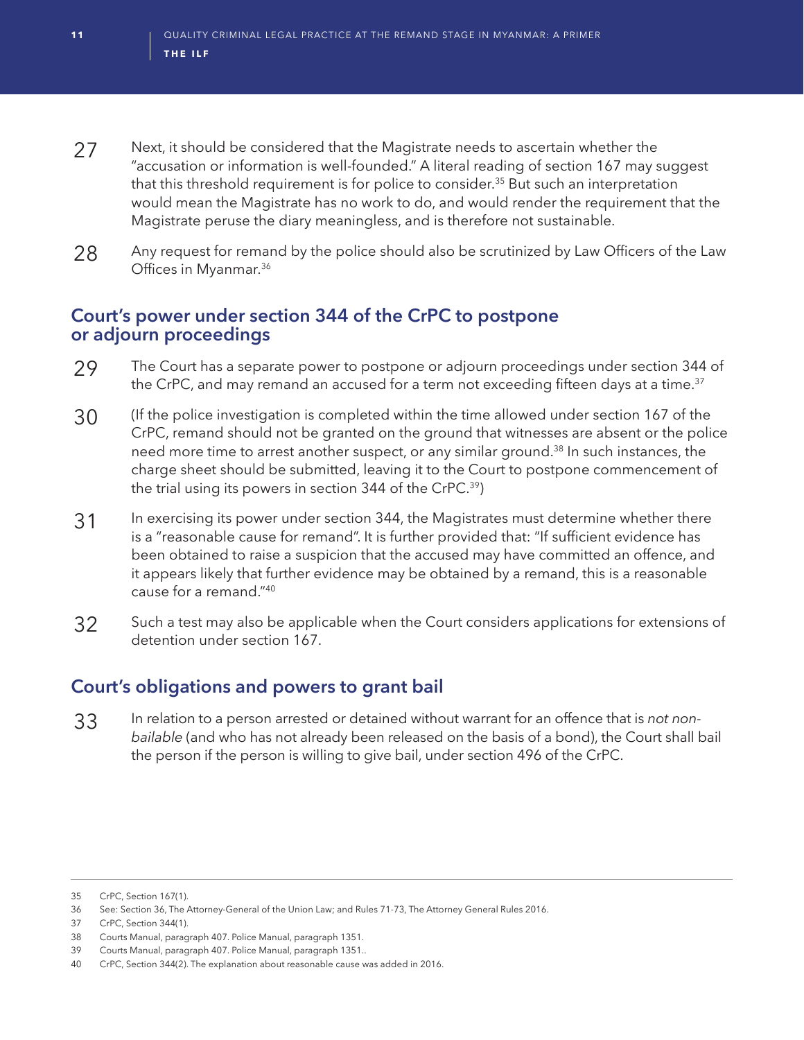27 Next, it should be considered that the Magistrate needs to ascertain whether the "accusation or information is well-founded." A literal reading of section 167 may suggest that this threshold requirement is for police to consider.[35] But such an interpretation would mean the Magistrate has no work to do, and would render the requirement that the Magistrate peruse the diary meaningless, and is therefore not sustainable.

28 Any request for remand by the police should also be scrutinized by Law Officers of the Law Offices in Myanmar.[36]

## Court's power under section 344 of the CrPC to postpone or adjourn proceedings

29 The Court has a separate power to postpone or adjourn proceedings under section 344 of the CrPC, and may remand an accused for a term not exceeding fifteen days at a time.[37]

30 (If the police investigation is completed within the time allowed under section 167 of the CrPC, remand should not be granted on the ground that witnesses are absent or the police need more time to arrest another suspect, or any similar ground.[38] In such instances, the charge sheet should be submitted, leaving it to the Court to postpone commencement of the trial using its powers in section 344 of the CrPC.[39])

31 In exercising its power under section 344, the Magistrates must determine whether there is a "reasonable cause for remand". It is further provided that: "If sufficient evidence has been obtained to raise a suspicion that the accused may have committed an offence, and it appears likely that further evidence may be obtained by a remand, this is a reasonable cause for a remand."[40]

32 Such a test may also be applicable when the Court considers applications for extensions of detention under section 167.

## Court's obligations and powers to grant bail

33 In relation to a person arrested or detained without warrant for an offence that is *not non-bailable* (and who has not already been released on the basis of a bond), the Court shall bail the person if the person is willing to give bail, under section 496 of the CrPC.

---

35 CrPC, Section 167(1).

36 See: Section 36, The Attorney-General of the Union Law; and Rules 71-73, The Attorney General Rules 2016.

37 CrPC, Section 344(1).

38 Courts Manual, paragraph 407. Police Manual, paragraph 1351.

39 Courts Manual, paragraph 407. Police Manual, paragraph 1351..

40 CrPC, Section 344(2). The explanation about reasonable cause was added in 2016.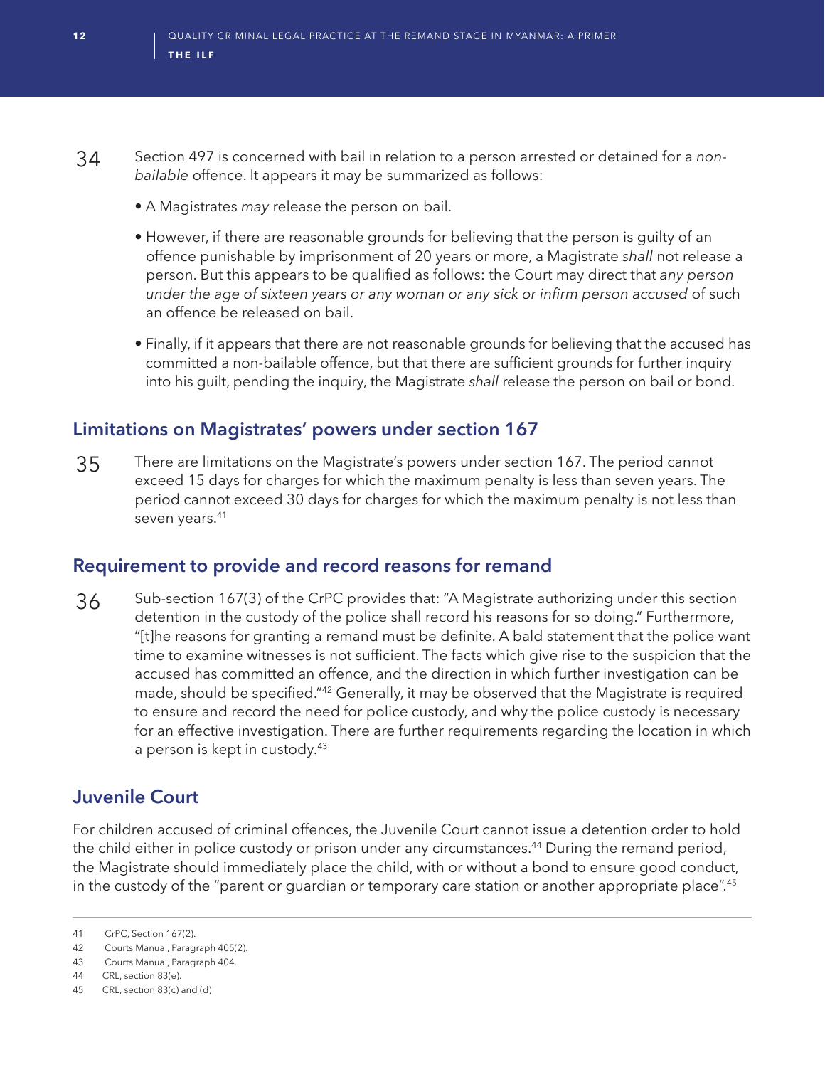34 Section 497 is concerned with bail in relation to a person arrested or detained for a *non-bailable* offence. It appears it may be summarized as follows:

- A Magistrates *may* release the person on bail.
- However, if there are reasonable grounds for believing that the person is guilty of an offence punishable by imprisonment of 20 years or more, a Magistrate *shall* not release a person. But this appears to be qualified as follows: the Court may direct that *any person under the age of sixteen years or any woman or any sick or infirm person accused* of such an offence be released on bail.
- Finally, if it appears that there are not reasonable grounds for believing that the accused has committed a non-bailable offence, but that there are sufficient grounds for further inquiry into his guilt, pending the inquiry, the Magistrate *shall* release the person on bail or bond.

## Limitations on Magistrates' powers under section 167

35 There are limitations on the Magistrate's powers under section 167. The period cannot exceed 15 days for charges for which the maximum penalty is less than seven years. The period cannot exceed 30 days for charges for which the maximum penalty is not less than seven years.[41]

## Requirement to provide and record reasons for remand

36 Sub-section 167(3) of the CrPC provides that: "A Magistrate authorizing under this section detention in the custody of the police shall record his reasons for so doing." Furthermore, "[t]he reasons for granting a remand must be definite. A bald statement that the police want time to examine witnesses is not sufficient. The facts which give rise to the suspicion that the accused has committed an offence, and the direction in which further investigation can be made, should be specified."[42] Generally, it may be observed that the Magistrate is required to ensure and record the need for police custody, and why the police custody is necessary for an effective investigation. There are further requirements regarding the location in which a person is kept in custody.[43]

## Juvenile Court

For children accused of criminal offences, the Juvenile Court cannot issue a detention order to hold the child either in police custody or prison under any circumstances.[44] During the remand period, the Magistrate should immediately place the child, with or without a bond to ensure good conduct, in the custody of the "parent or guardian or temporary care station or another appropriate place".[45]

---

41 CrPC, Section 167(2).

42 Courts Manual, Paragraph 405(2).

43 Courts Manual, Paragraph 404.

44 CRL, section 83(e).

45 CRL, section 83(c) and (d)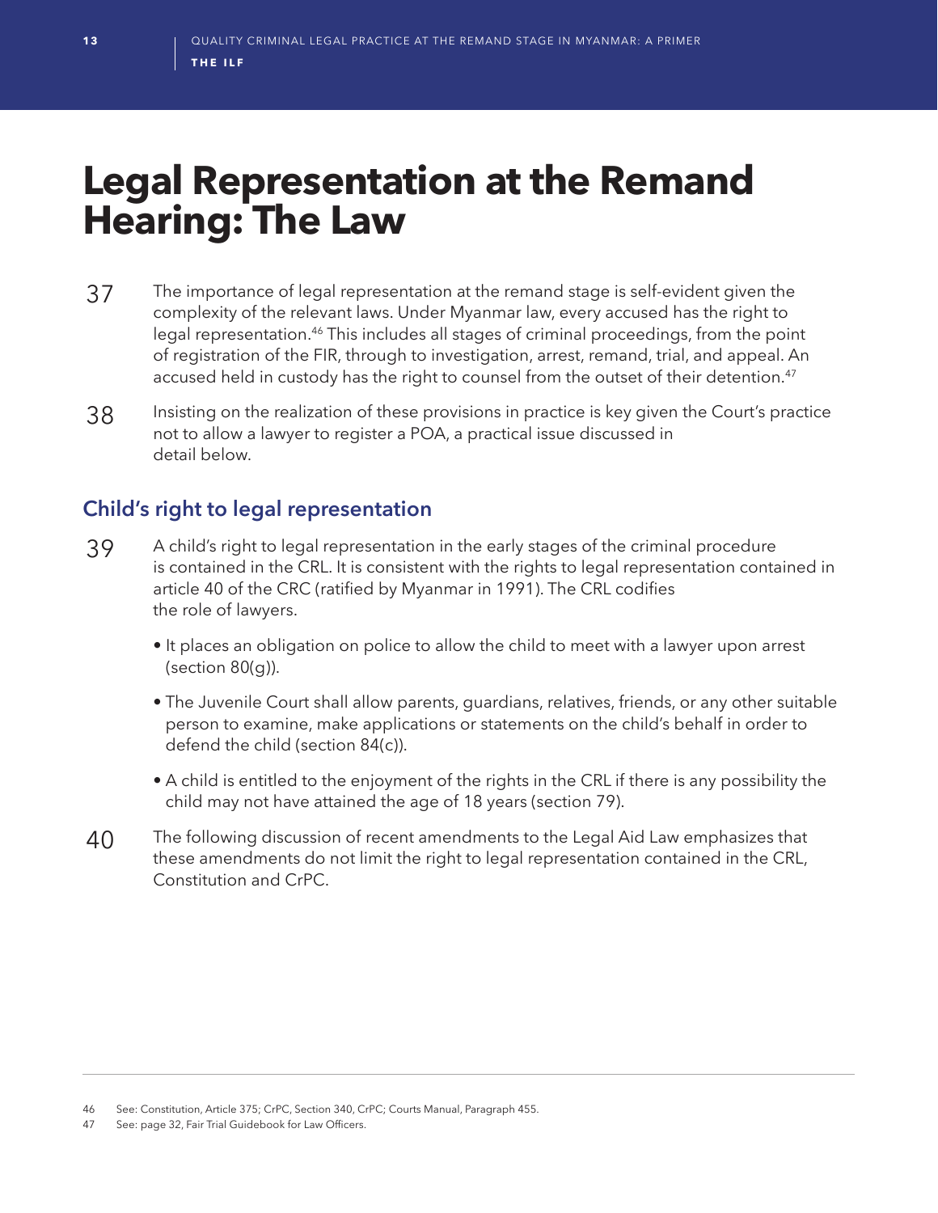# Legal Representation at the Remand Hearing: The Law

37 The importance of legal representation at the remand stage is self-evident given the complexity of the relevant laws. Under Myanmar law, every accused has the right to legal representation.[46] This includes all stages of criminal proceedings, from the point of registration of the FIR, through to investigation, arrest, remand, trial, and appeal. An accused held in custody has the right to counsel from the outset of their detention.[47]

38 Insisting on the realization of these provisions in practice is key given the Court's practice not to allow a lawyer to register a POA, a practical issue discussed in detail below.

## Child's right to legal representation

39 A child's right to legal representation in the early stages of the criminal procedure is contained in the CRL. It is consistent with the rights to legal representation contained in article 40 of the CRC (ratified by Myanmar in 1991). The CRL codifies the role of lawyers.

- It places an obligation on police to allow the child to meet with a lawyer upon arrest (section 80(g)).
- The Juvenile Court shall allow parents, guardians, relatives, friends, or any other suitable person to examine, make applications or statements on the child's behalf in order to defend the child (section 84(c)).
- A child is entitled to the enjoyment of the rights in the CRL if there is any possibility the child may not have attained the age of 18 years (section 79).

40 The following discussion of recent amendments to the Legal Aid Law emphasizes that these amendments do not limit the right to legal representation contained in the CRL, Constitution and CrPC.

---

46 See: Constitution, Article 375; CrPC, Section 340, CrPC; Courts Manual, Paragraph 455.

47 See: page 32, Fair Trial Guidebook for Law Officers.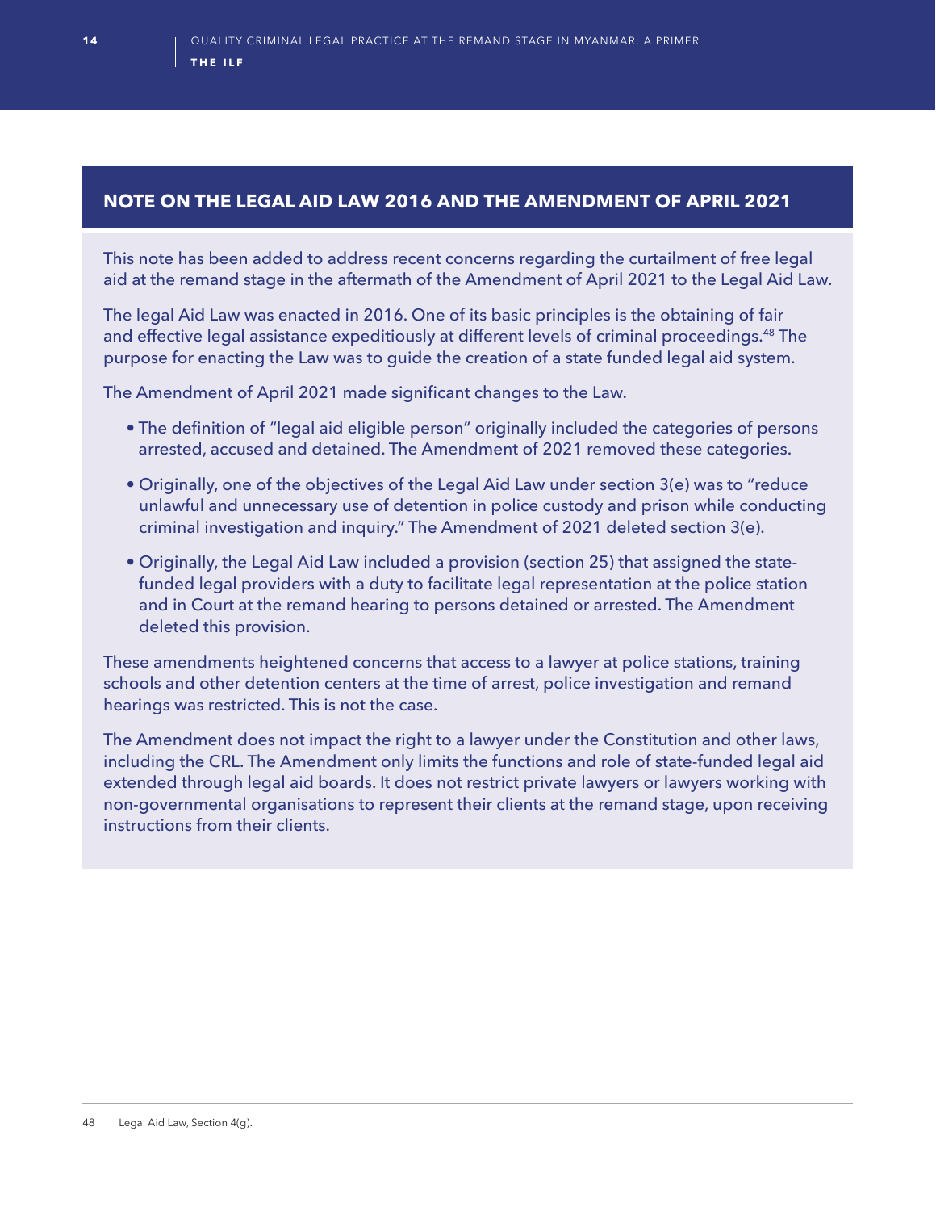## NOTE ON THE LEGAL AID LAW 2016 AND THE AMENDMENT OF APRIL 2021

This note has been added to address recent concerns regarding the curtailment of free legal aid at the remand stage in the aftermath of the Amendment of April 2021 to the Legal Aid Law.

The legal Aid Law was enacted in 2016. One of its basic principles is the obtaining of fair and effective legal assistance expeditiously at different levels of criminal proceedings.[48] The purpose for enacting the Law was to guide the creation of a state funded legal aid system.

The Amendment of April 2021 made significant changes to the Law.

- The definition of "legal aid eligible person" originally included the categories of persons arrested, accused and detained. The Amendment of 2021 removed these categories.
- Originally, one of the objectives of the Legal Aid Law under section 3(e) was to "reduce unlawful and unnecessary use of detention in police custody and prison while conducting criminal investigation and inquiry." The Amendment of 2021 deleted section 3(e).
- Originally, the Legal Aid Law included a provision (section 25) that assigned the state-funded legal providers with a duty to facilitate legal representation at the police station and in Court at the remand hearing to persons detained or arrested. The Amendment deleted this provision.

These amendments heightened concerns that access to a lawyer at police stations, training schools and other detention centers at the time of arrest, police investigation and remand hearings was restricted. This is not the case.

The Amendment does not impact the right to a lawyer under the Constitution and other laws, including the CRL. The Amendment only limits the functions and role of state-funded legal aid extended through legal aid boards. It does not restrict private lawyers or lawyers working with non-governmental organisations to represent their clients at the remand stage, upon receiving instructions from their clients.

---

48 Legal Aid Law, Section 4(g).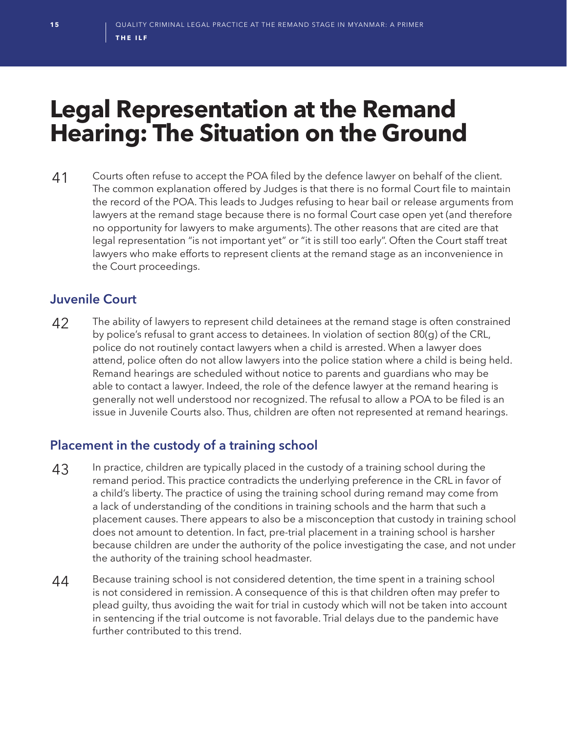# Legal Representation at the Remand Hearing: The Situation on the Ground

41 Courts often refuse to accept the POA filed by the defence lawyer on behalf of the client. The common explanation offered by Judges is that there is no formal Court file to maintain the record of the POA. This leads to Judges refusing to hear bail or release arguments from lawyers at the remand stage because there is no formal Court case open yet (and therefore no opportunity for lawyers to make arguments). The other reasons that are cited are that legal representation "is not important yet" or "it is still too early". Often the Court staff treat lawyers who make efforts to represent clients at the remand stage as an inconvenience in the Court proceedings.

## Juvenile Court

42 The ability of lawyers to represent child detainees at the remand stage is often constrained by police's refusal to grant access to detainees. In violation of section 80(g) of the CRL, police do not routinely contact lawyers when a child is arrested. When a lawyer does attend, police often do not allow lawyers into the police station where a child is being held. Remand hearings are scheduled without notice to parents and guardians who may be able to contact a lawyer. Indeed, the role of the defence lawyer at the remand hearing is generally not well understood nor recognized. The refusal to allow a POA to be filed is an issue in Juvenile Courts also. Thus, children are often not represented at remand hearings.

## Placement in the custody of a training school

43 In practice, children are typically placed in the custody of a training school during the remand period. This practice contradicts the underlying preference in the CRL in favor of a child's liberty. The practice of using the training school during remand may come from a lack of understanding of the conditions in training schools and the harm that such a placement causes. There appears to also be a misconception that custody in training school does not amount to detention. In fact, pre-trial placement in a training school is harsher because children are under the authority of the police investigating the case, and not under the authority of the training school headmaster.

44 Because training school is not considered detention, the time spent in a training school is not considered in remission. A consequence of this is that children often may prefer to plead guilty, thus avoiding the wait for trial in custody which will not be taken into account in sentencing if the trial outcome is not favorable. Trial delays due to the pandemic have further contributed to this trend.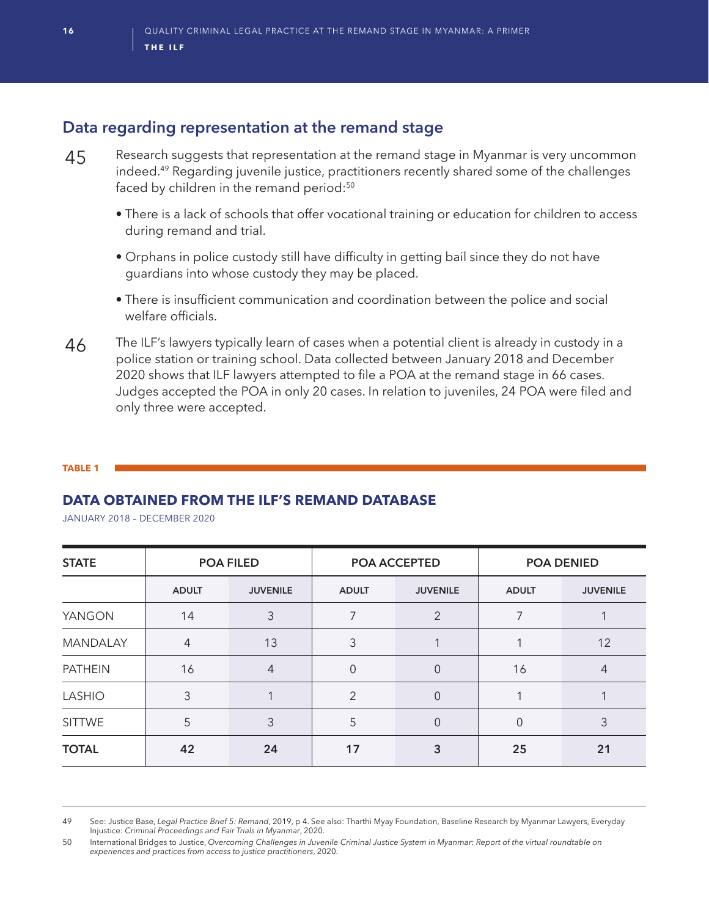## Data regarding representation at the remand stage

45 Research suggests that representation at the remand stage in Myanmar is very uncommon indeed.[49] Regarding juvenile justice, practitioners recently shared some of the challenges faced by children in the remand period:[50]

- There is a lack of schools that offer vocational training or education for children to access during remand and trial.
- Orphans in police custody still have difficulty in getting bail since they do not have guardians into whose custody they may be placed.
- There is insufficient communication and coordination between the police and social welfare officials.

46 The ILF's lawyers typically learn of cases when a potential client is already in custody in a police station or training school. Data collected between January 2018 and December 2020 shows that ILF lawyers attempted to file a POA at the remand stage in 66 cases. Judges accepted the POA in only 20 cases. In relation to juveniles, 24 POA were filed and only three were accepted.

**TABLE 1**

### DATA OBTAINED FROM THE ILF'S REMAND DATABASE

JANUARY 2018 – DECEMBER 2020

| STATE | POA FILED | | POA ACCEPTED | | POA DENIED | |
|---|---|---|---|---|---|---|
| | ADULT | JUVENILE | ADULT | JUVENILE | ADULT | JUVENILE |
| YANGON | 14 | 3 | 7 | 2 | 7 | 1 |
| MANDALAY | 4 | 13 | 3 | 1 | 1 | 12 |
| PATHEIN | 16 | 4 | 0 | 0 | 16 | 4 |
| LASHIO | 3 | 1 | 2 | 0 | 1 | 1 |
| SITTWE | 5 | 3 | 5 | 0 | 0 | 3 |
| **TOTAL** | **42** | **24** | **17** | **3** | **25** | **21** |

---

49 See: Justice Base, *Legal Practice Brief 5: Remand*, 2019, p 4. See also: Tharthi Myay Foundation, Baseline Research by Myanmar Lawyers, Everyday Injustice: *Criminal Proceedings and Fair Trials in Myanmar*, 2020.

50 International Bridges to Justice, *Overcoming Challenges in Juvenile Criminal Justice System in Myanmar: Report of the virtual roundtable on experiences and practices from access to justice practitioners*, 2020.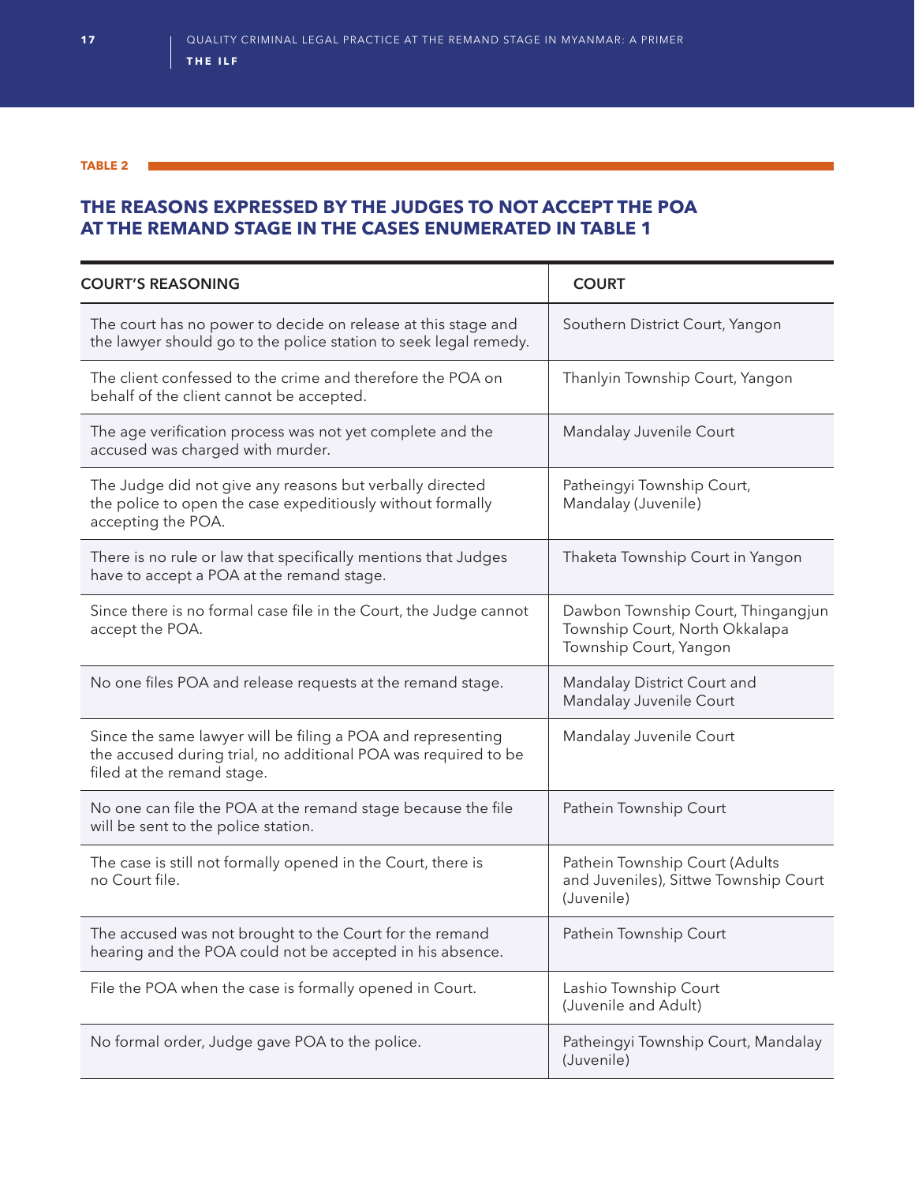**TABLE 2**

## THE REASONS EXPRESSED BY THE JUDGES TO NOT ACCEPT THE POA AT THE REMAND STAGE IN THE CASES ENUMERATED IN TABLE 1

| COURT'S REASONING | COURT |
|---|---|
| The court has no power to decide on release at this stage and the lawyer should go to the police station to seek legal remedy. | Southern District Court, Yangon |
| The client confessed to the crime and therefore the POA on behalf of the client cannot be accepted. | Thanlyin Township Court, Yangon |
| The age verification process was not yet complete and the accused was charged with murder. | Mandalay Juvenile Court |
| The Judge did not give any reasons but verbally directed the police to open the case expeditiously without formally accepting the POA. | Patheingyi Township Court, Mandalay (Juvenile) |
| There is no rule or law that specifically mentions that Judges have to accept a POA at the remand stage. | Thaketa Township Court in Yangon |
| Since there is no formal case file in the Court, the Judge cannot accept the POA. | Dawbon Township Court, Thingangjun Township Court, North Okkalapa Township Court, Yangon |
| No one files POA and release requests at the remand stage. | Mandalay District Court and Mandalay Juvenile Court |
| Since the same lawyer will be filing a POA and representing the accused during trial, no additional POA was required to be filed at the remand stage. | Mandalay Juvenile Court |
| No one can file the POA at the remand stage because the file will be sent to the police station. | Pathein Township Court |
| The case is still not formally opened in the Court, there is no Court file. | Pathein Township Court (Adults and Juveniles), Sittwe Township Court (Juvenile) |
| The accused was not brought to the Court for the remand hearing and the POA could not be accepted in his absence. | Pathein Township Court |
| File the POA when the case is formally opened in Court. | Lashio Township Court (Juvenile and Adult) |
| No formal order, Judge gave POA to the police. | Patheingyi Township Court, Mandalay (Juvenile) |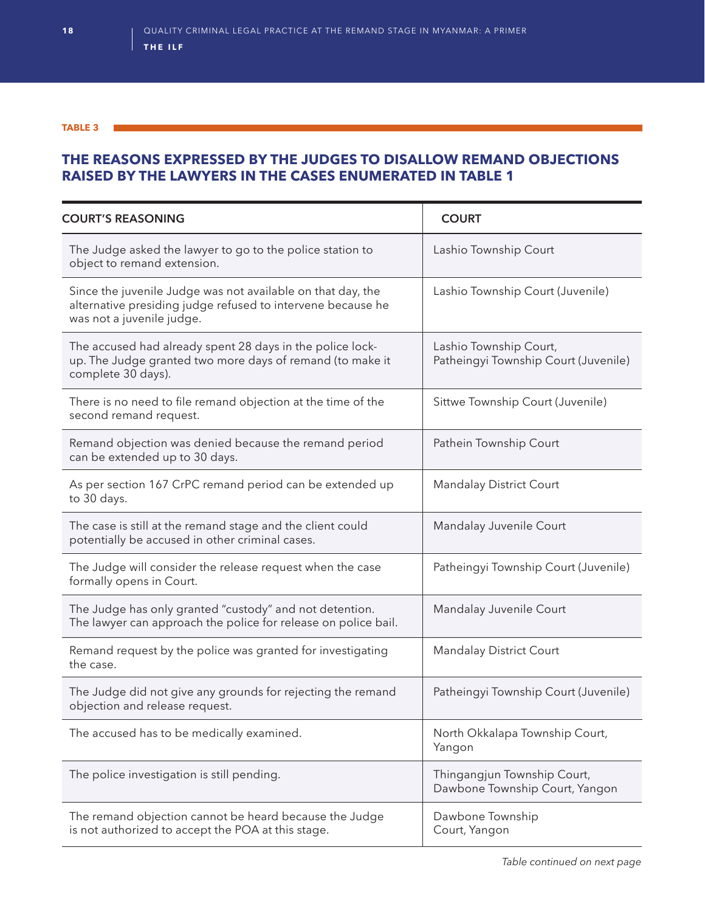**TABLE 3**

## THE REASONS EXPRESSED BY THE JUDGES TO DISALLOW REMAND OBJECTIONS RAISED BY THE LAWYERS IN THE CASES ENUMERATED IN TABLE 1

| COURT'S REASONING | COURT |
|---|---|
| The Judge asked the lawyer to go to the police station to object to remand extension. | Lashio Township Court |
| Since the juvenile Judge was not available on that day, the alternative presiding judge refused to intervene because he was not a juvenile judge. | Lashio Township Court (Juvenile) |
| The accused had already spent 28 days in the police lock-up. The Judge granted two more days of remand (to make it complete 30 days). | Lashio Township Court, Patheingyi Township Court (Juvenile) |
| There is no need to file remand objection at the time of the second remand request. | Sittwe Township Court (Juvenile) |
| Remand objection was denied because the remand period can be extended up to 30 days. | Pathein Township Court |
| As per section 167 CrPC remand period can be extended up to 30 days. | Mandalay District Court |
| The case is still at the remand stage and the client could potentially be accused in other criminal cases. | Mandalay Juvenile Court |
| The Judge will consider the release request when the case formally opens in Court. | Patheingyi Township Court (Juvenile) |
| The Judge has only granted "custody" and not detention. The lawyer can approach the police for release on police bail. | Mandalay Juvenile Court |
| Remand request by the police was granted for investigating the case. | Mandalay District Court |
| The Judge did not give any grounds for rejecting the remand objection and release request. | Patheingyi Township Court (Juvenile) |
| The accused has to be medically examined. | North Okkalapa Township Court, Yangon |
| The police investigation is still pending. | Thingangjun Township Court, Dawbone Township Court, Yangon |
| The remand objection cannot be heard because the Judge is not authorized to accept the POA at this stage. | Dawbone Township Court, Yangon |

*Table continued on next page*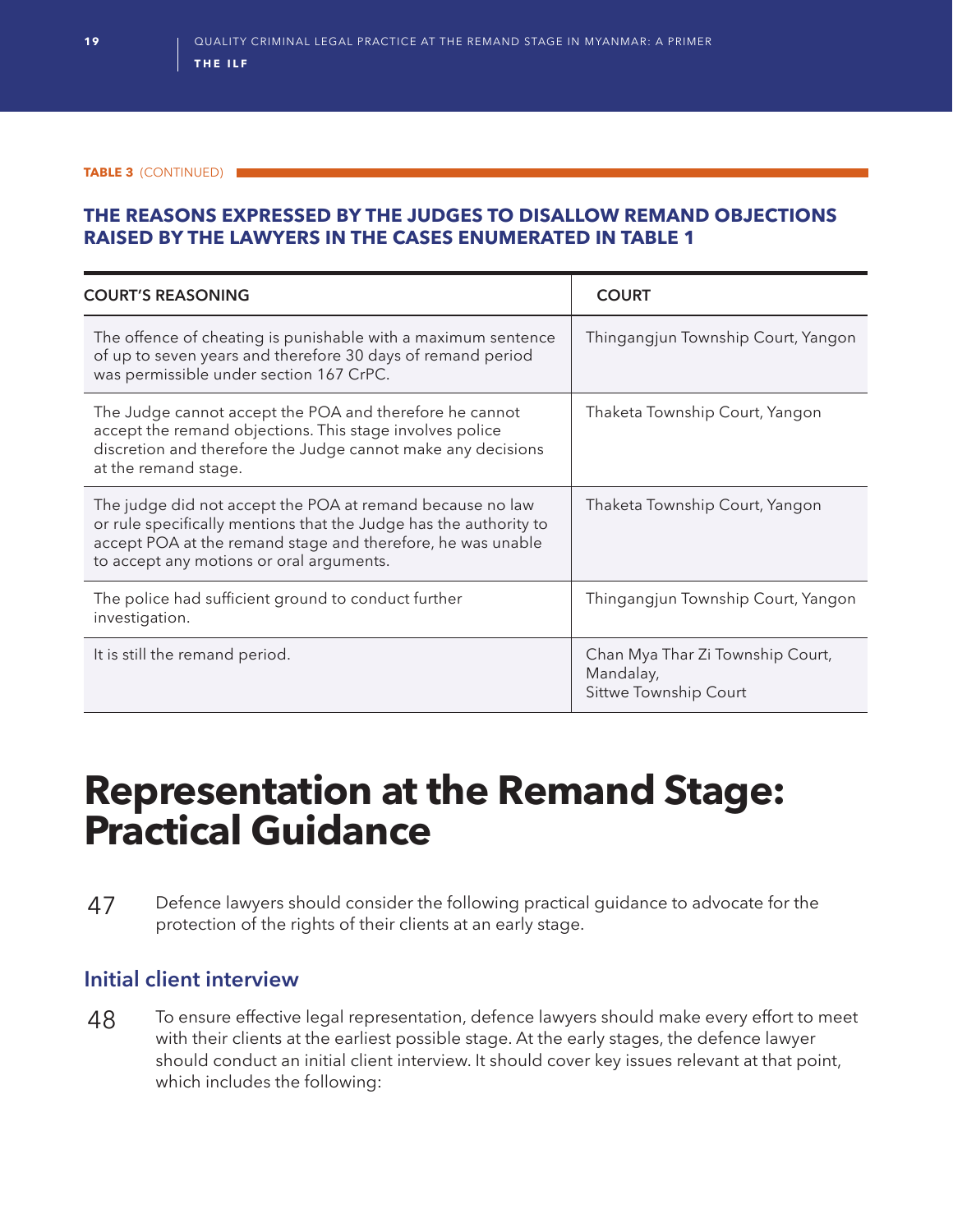**TABLE 3** (CONTINUED)

**THE REASONS EXPRESSED BY THE JUDGES TO DISALLOW REMAND OBJECTIONS RAISED BY THE LAWYERS IN THE CASES ENUMERATED IN TABLE 1**

| COURT'S REASONING | COURT |
|---|---|
| The offence of cheating is punishable with a maximum sentence of up to seven years and therefore 30 days of remand period was permissible under section 167 CrPC. | Thingangjun Township Court, Yangon |
| The Judge cannot accept the POA and therefore he cannot accept the remand objections. This stage involves police discretion and therefore the Judge cannot make any decisions at the remand stage. | Thaketa Township Court, Yangon |
| The judge did not accept the POA at remand because no law or rule specifically mentions that the Judge has the authority to accept POA at the remand stage and therefore, he was unable to accept any motions or oral arguments. | Thaketa Township Court, Yangon |
| The police had sufficient ground to conduct further investigation. | Thingangjun Township Court, Yangon |
| It is still the remand period. | Chan Mya Thar Zi Township Court, Mandalay, Sittwe Township Court |

# Representation at the Remand Stage: Practical Guidance

47 Defence lawyers should consider the following practical guidance to advocate for the protection of the rights of their clients at an early stage.

## Initial client interview

48 To ensure effective legal representation, defence lawyers should make every effort to meet with their clients at the earliest possible stage. At the early stages, the defence lawyer should conduct an initial client interview. It should cover key issues relevant at that point, which includes the following: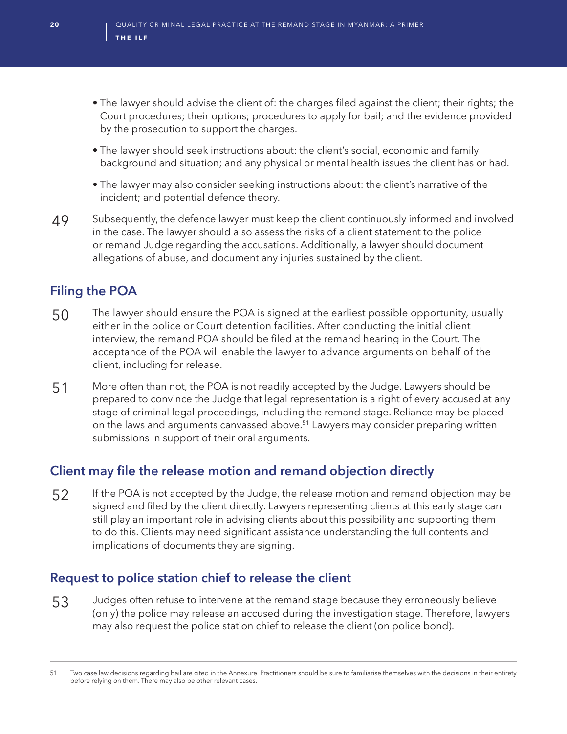- The lawyer should advise the client of: the charges filed against the client; their rights; the Court procedures; their options; procedures to apply for bail; and the evidence provided by the prosecution to support the charges.
- The lawyer should seek instructions about: the client's social, economic and family background and situation; and any physical or mental health issues the client has or had.
- The lawyer may also consider seeking instructions about: the client's narrative of the incident; and potential defence theory.

49 Subsequently, the defence lawyer must keep the client continuously informed and involved in the case. The lawyer should also assess the risks of a client statement to the police or remand Judge regarding the accusations. Additionally, a lawyer should document allegations of abuse, and document any injuries sustained by the client.

## Filing the POA

50 The lawyer should ensure the POA is signed at the earliest possible opportunity, usually either in the police or Court detention facilities. After conducting the initial client interview, the remand POA should be filed at the remand hearing in the Court. The acceptance of the POA will enable the lawyer to advance arguments on behalf of the client, including for release.

51 More often than not, the POA is not readily accepted by the Judge. Lawyers should be prepared to convince the Judge that legal representation is a right of every accused at any stage of criminal legal proceedings, including the remand stage. Reliance may be placed on the laws and arguments canvassed above.[51] Lawyers may consider preparing written submissions in support of their oral arguments.

## Client may file the release motion and remand objection directly

52 If the POA is not accepted by the Judge, the release motion and remand objection may be signed and filed by the client directly. Lawyers representing clients at this early stage can still play an important role in advising clients about this possibility and supporting them to do this. Clients may need significant assistance understanding the full contents and implications of documents they are signing.

## Request to police station chief to release the client

53 Judges often refuse to intervene at the remand stage because they erroneously believe (only) the police may release an accused during the investigation stage. Therefore, lawyers may also request the police station chief to release the client (on police bond).

---

51 Two case law decisions regarding bail are cited in the Annexure. Practitioners should be sure to familiarise themselves with the decisions in their entirety before relying on them. There may also be other relevant cases.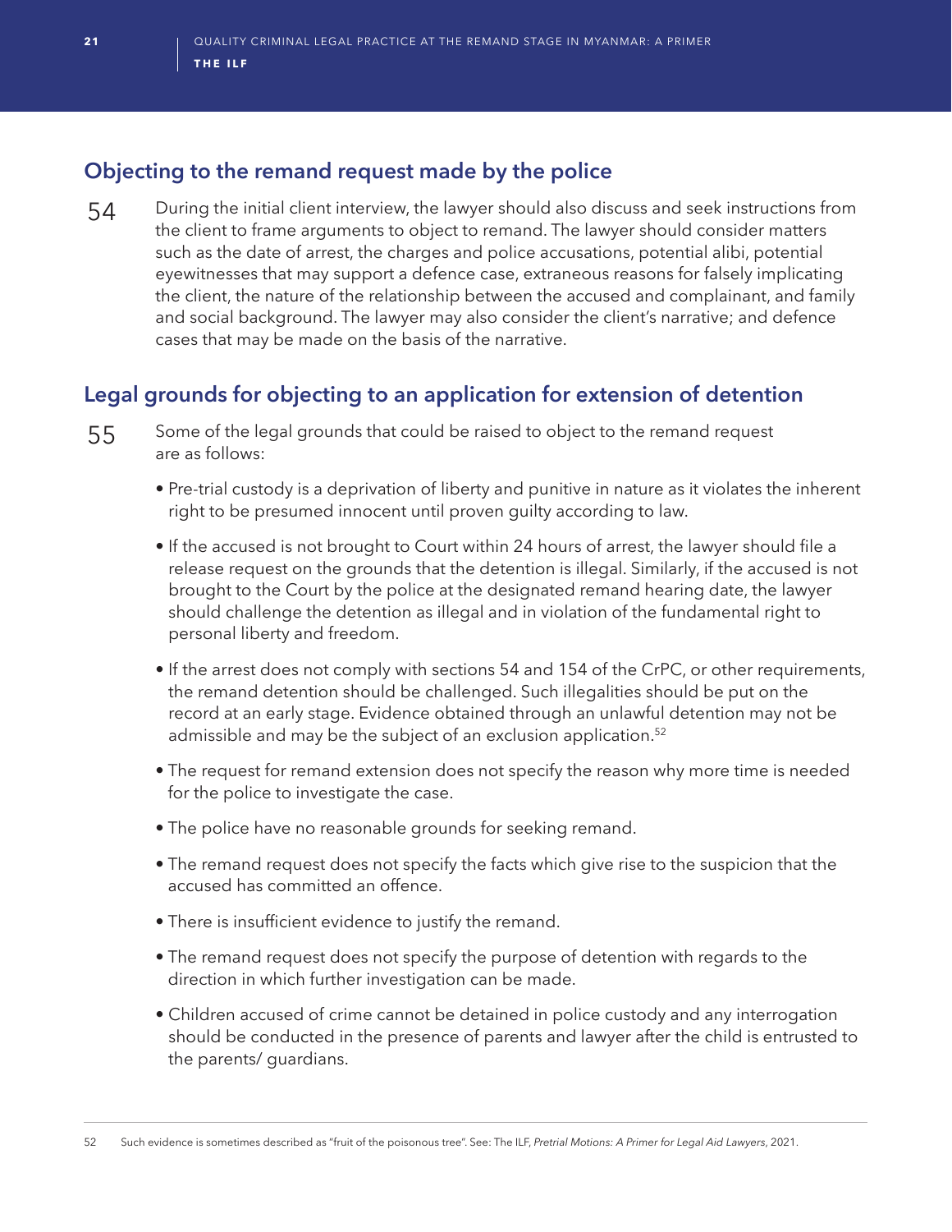## Objecting to the remand request made by the police

54 During the initial client interview, the lawyer should also discuss and seek instructions from the client to frame arguments to object to remand. The lawyer should consider matters such as the date of arrest, the charges and police accusations, potential alibi, potential eyewitnesses that may support a defence case, extraneous reasons for falsely implicating the client, the nature of the relationship between the accused and complainant, and family and social background. The lawyer may also consider the client's narrative; and defence cases that may be made on the basis of the narrative.

## Legal grounds for objecting to an application for extension of detention

55 Some of the legal grounds that could be raised to object to the remand request are as follows:

- Pre-trial custody is a deprivation of liberty and punitive in nature as it violates the inherent right to be presumed innocent until proven guilty according to law.
- If the accused is not brought to Court within 24 hours of arrest, the lawyer should file a release request on the grounds that the detention is illegal. Similarly, if the accused is not brought to the Court by the police at the designated remand hearing date, the lawyer should challenge the detention as illegal and in violation of the fundamental right to personal liberty and freedom.
- If the arrest does not comply with sections 54 and 154 of the CrPC, or other requirements, the remand detention should be challenged. Such illegalities should be put on the record at an early stage. Evidence obtained through an unlawful detention may not be admissible and may be the subject of an exclusion application.[52]
- The request for remand extension does not specify the reason why more time is needed for the police to investigate the case.
- The police have no reasonable grounds for seeking remand.
- The remand request does not specify the facts which give rise to the suspicion that the accused has committed an offence.
- There is insufficient evidence to justify the remand.
- The remand request does not specify the purpose of detention with regards to the direction in which further investigation can be made.
- Children accused of crime cannot be detained in police custody and any interrogation should be conducted in the presence of parents and lawyer after the child is entrusted to the parents/ guardians.

---

52 Such evidence is sometimes described as "fruit of the poisonous tree". See: The ILF, *Pretrial Motions: A Primer for Legal Aid Lawyers*, 2021.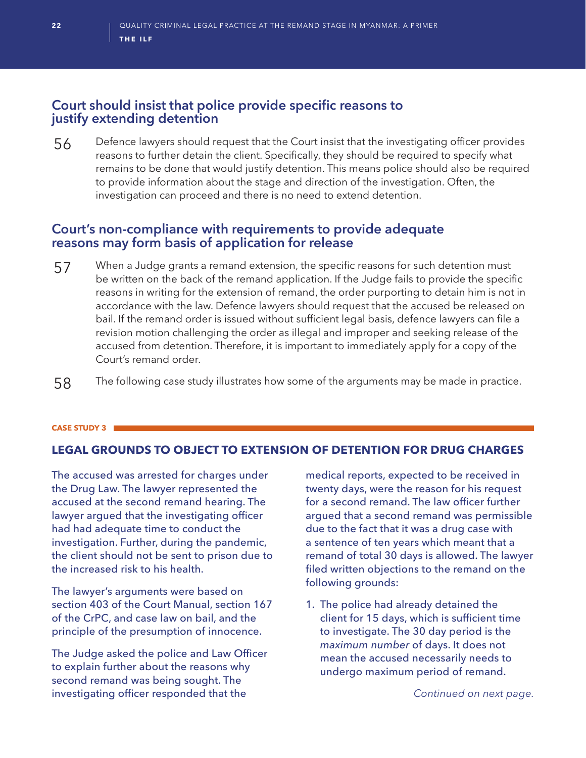## Court should insist that police provide specific reasons to justify extending detention

56 Defence lawyers should request that the Court insist that the investigating officer provides reasons to further detain the client. Specifically, they should be required to specify what remains to be done that would justify detention. This means police should also be required to provide information about the stage and direction of the investigation. Often, the investigation can proceed and there is no need to extend detention.

## Court's non-compliance with requirements to provide adequate reasons may form basis of application for release

57 When a Judge grants a remand extension, the specific reasons for such detention must be written on the back of the remand application. If the Judge fails to provide the specific reasons in writing for the extension of remand, the order purporting to detain him is not in accordance with the law. Defence lawyers should request that the accused be released on bail. If the remand order is issued without sufficient legal basis, defence lawyers can file a revision motion challenging the order as illegal and improper and seeking release of the accused from detention. Therefore, it is important to immediately apply for a copy of the Court's remand order.

58 The following case study illustrates how some of the arguments may be made in practice.

**CASE STUDY 3**

### LEGAL GROUNDS TO OBJECT TO EXTENSION OF DETENTION FOR DRUG CHARGES

The accused was arrested for charges under the Drug Law. The lawyer represented the accused at the second remand hearing. The lawyer argued that the investigating officer had had adequate time to conduct the investigation. Further, during the pandemic, the client should not be sent to prison due to the increased risk to his health.

The lawyer's arguments were based on section 403 of the Court Manual, section 167 of the CrPC, and case law on bail, and the principle of the presumption of innocence.

The Judge asked the police and Law Officer to explain further about the reasons why second remand was being sought. The investigating officer responded that the medical reports, expected to be received in twenty days, were the reason for his request for a second remand. The law officer further argued that a second remand was permissible due to the fact that it was a drug case with a sentence of ten years which meant that a remand of total 30 days is allowed. The lawyer filed written objections to the remand on the following grounds:

1. The police had already detained the client for 15 days, which is sufficient time to investigate. The 30 day period is the *maximum number* of days. It does not mean the accused necessarily needs to undergo maximum period of remand.

*Continued on next page.*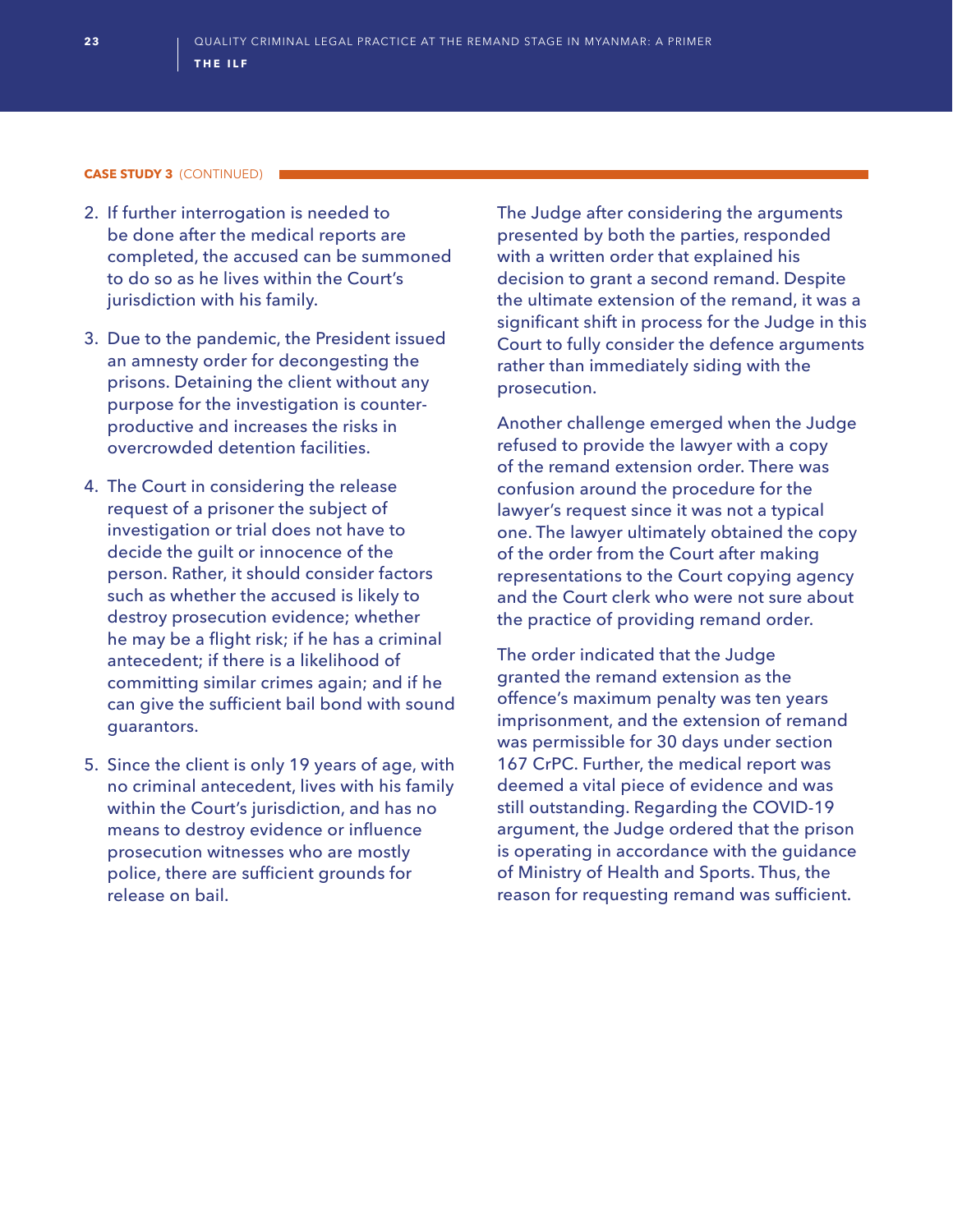**CASE STUDY 3** (CONTINUED)

2. If further interrogation is needed to be done after the medical reports are completed, the accused can be summoned to do so as he lives within the Court's jurisdiction with his family.

3. Due to the pandemic, the President issued an amnesty order for decongesting the prisons. Detaining the client without any purpose for the investigation is counter-productive and increases the risks in overcrowded detention facilities.

4. The Court in considering the release request of a prisoner the subject of investigation or trial does not have to decide the guilt or innocence of the person. Rather, it should consider factors such as whether the accused is likely to destroy prosecution evidence; whether he may be a flight risk; if he has a criminal antecedent; if there is a likelihood of committing similar crimes again; and if he can give the sufficient bail bond with sound guarantors.

5. Since the client is only 19 years of age, with no criminal antecedent, lives with his family within the Court's jurisdiction, and has no means to destroy evidence or influence prosecution witnesses who are mostly police, there are sufficient grounds for release on bail.

The Judge after considering the arguments presented by both the parties, responded with a written order that explained his decision to grant a second remand. Despite the ultimate extension of the remand, it was a significant shift in process for the Judge in this Court to fully consider the defence arguments rather than immediately siding with the prosecution.

Another challenge emerged when the Judge refused to provide the lawyer with a copy of the remand extension order. There was confusion around the procedure for the lawyer's request since it was not a typical one. The lawyer ultimately obtained the copy of the order from the Court after making representations to the Court copying agency and the Court clerk who were not sure about the practice of providing remand order.

The order indicated that the Judge granted the remand extension as the offence's maximum penalty was ten years imprisonment, and the extension of remand was permissible for 30 days under section 167 CrPC. Further, the medical report was deemed a vital piece of evidence and was still outstanding. Regarding the COVID-19 argument, the Judge ordered that the prison is operating in accordance with the guidance of Ministry of Health and Sports. Thus, the reason for requesting remand was sufficient.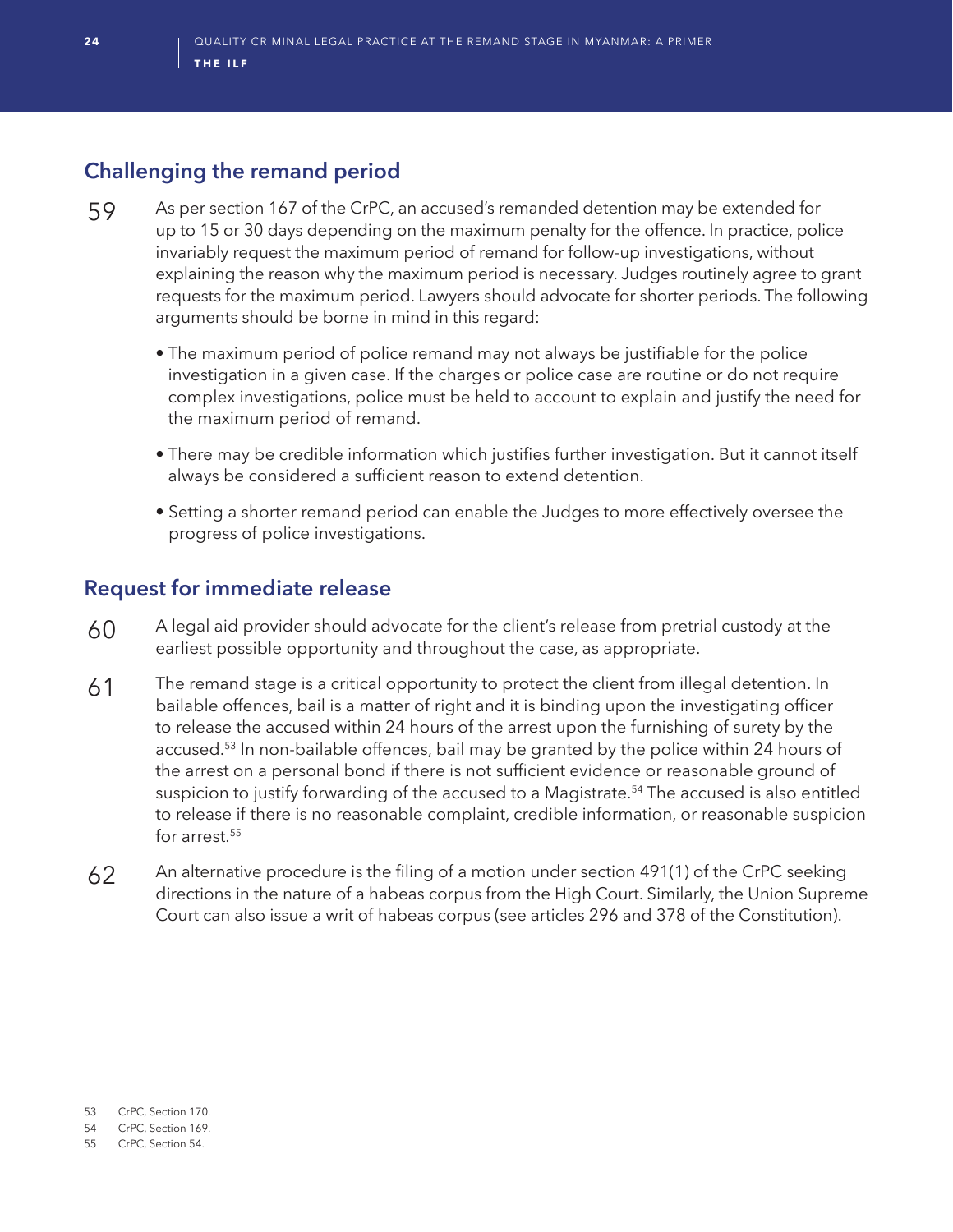## Challenging the remand period

59 As per section 167 of the CrPC, an accused's remanded detention may be extended for up to 15 or 30 days depending on the maximum penalty for the offence. In practice, police invariably request the maximum period of remand for follow-up investigations, without explaining the reason why the maximum period is necessary. Judges routinely agree to grant requests for the maximum period. Lawyers should advocate for shorter periods. The following arguments should be borne in mind in this regard:

- The maximum period of police remand may not always be justifiable for the police investigation in a given case. If the charges or police case are routine or do not require complex investigations, police must be held to account to explain and justify the need for the maximum period of remand.
- There may be credible information which justifies further investigation. But it cannot itself always be considered a sufficient reason to extend detention.
- Setting a shorter remand period can enable the Judges to more effectively oversee the progress of police investigations.

## Request for immediate release

60 A legal aid provider should advocate for the client's release from pretrial custody at the earliest possible opportunity and throughout the case, as appropriate.

61 The remand stage is a critical opportunity to protect the client from illegal detention. In bailable offences, bail is a matter of right and it is binding upon the investigating officer to release the accused within 24 hours of the arrest upon the furnishing of surety by the accused.[53] In non-bailable offences, bail may be granted by the police within 24 hours of the arrest on a personal bond if there is not sufficient evidence or reasonable ground of suspicion to justify forwarding of the accused to a Magistrate.[54] The accused is also entitled to release if there is no reasonable complaint, credible information, or reasonable suspicion for arrest.[55]

62 An alternative procedure is the filing of a motion under section 491(1) of the CrPC seeking directions in the nature of a habeas corpus from the High Court. Similarly, the Union Supreme Court can also issue a writ of habeas corpus (see articles 296 and 378 of the Constitution).

---

53 CrPC, Section 170.

54 CrPC, Section 169.

55 CrPC, Section 54.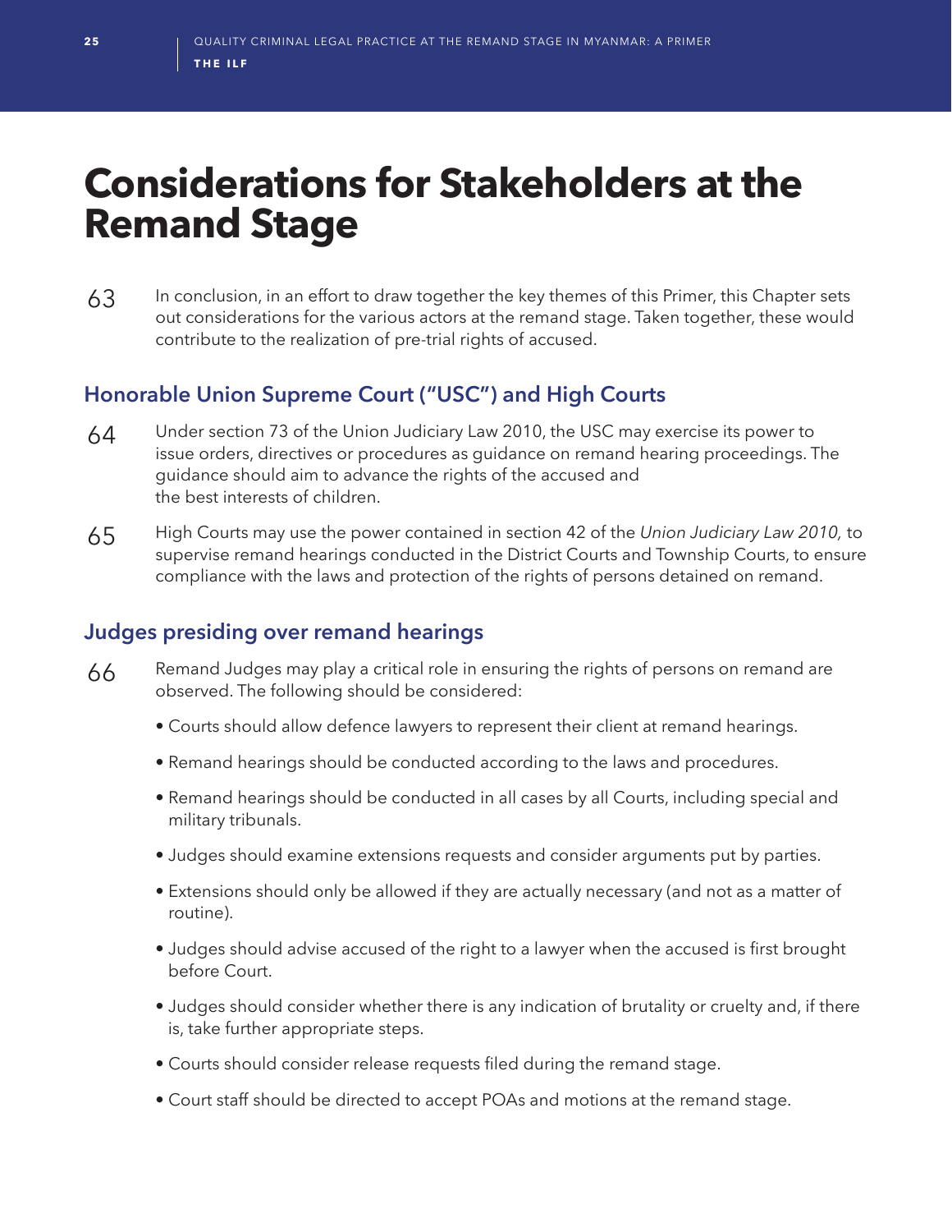# Considerations for Stakeholders at the Remand Stage

63 In conclusion, in an effort to draw together the key themes of this Primer, this Chapter sets out considerations for the various actors at the remand stage. Taken together, these would contribute to the realization of pre-trial rights of accused.

## Honorable Union Supreme Court ("USC") and High Courts

64 Under section 73 of the Union Judiciary Law 2010, the USC may exercise its power to issue orders, directives or procedures as guidance on remand hearing proceedings. The guidance should aim to advance the rights of the accused and the best interests of children.

65 High Courts may use the power contained in section 42 of the *Union Judiciary Law 2010,* to supervise remand hearings conducted in the District Courts and Township Courts, to ensure compliance with the laws and protection of the rights of persons detained on remand.

## Judges presiding over remand hearings

66 Remand Judges may play a critical role in ensuring the rights of persons on remand are observed. The following should be considered:

- Courts should allow defence lawyers to represent their client at remand hearings.
- Remand hearings should be conducted according to the laws and procedures.
- Remand hearings should be conducted in all cases by all Courts, including special and military tribunals.
- Judges should examine extensions requests and consider arguments put by parties.
- Extensions should only be allowed if they are actually necessary (and not as a matter of routine).
- Judges should advise accused of the right to a lawyer when the accused is first brought before Court.
- Judges should consider whether there is any indication of brutality or cruelty and, if there is, take further appropriate steps.
- Courts should consider release requests filed during the remand stage.
- Court staff should be directed to accept POAs and motions at the remand stage.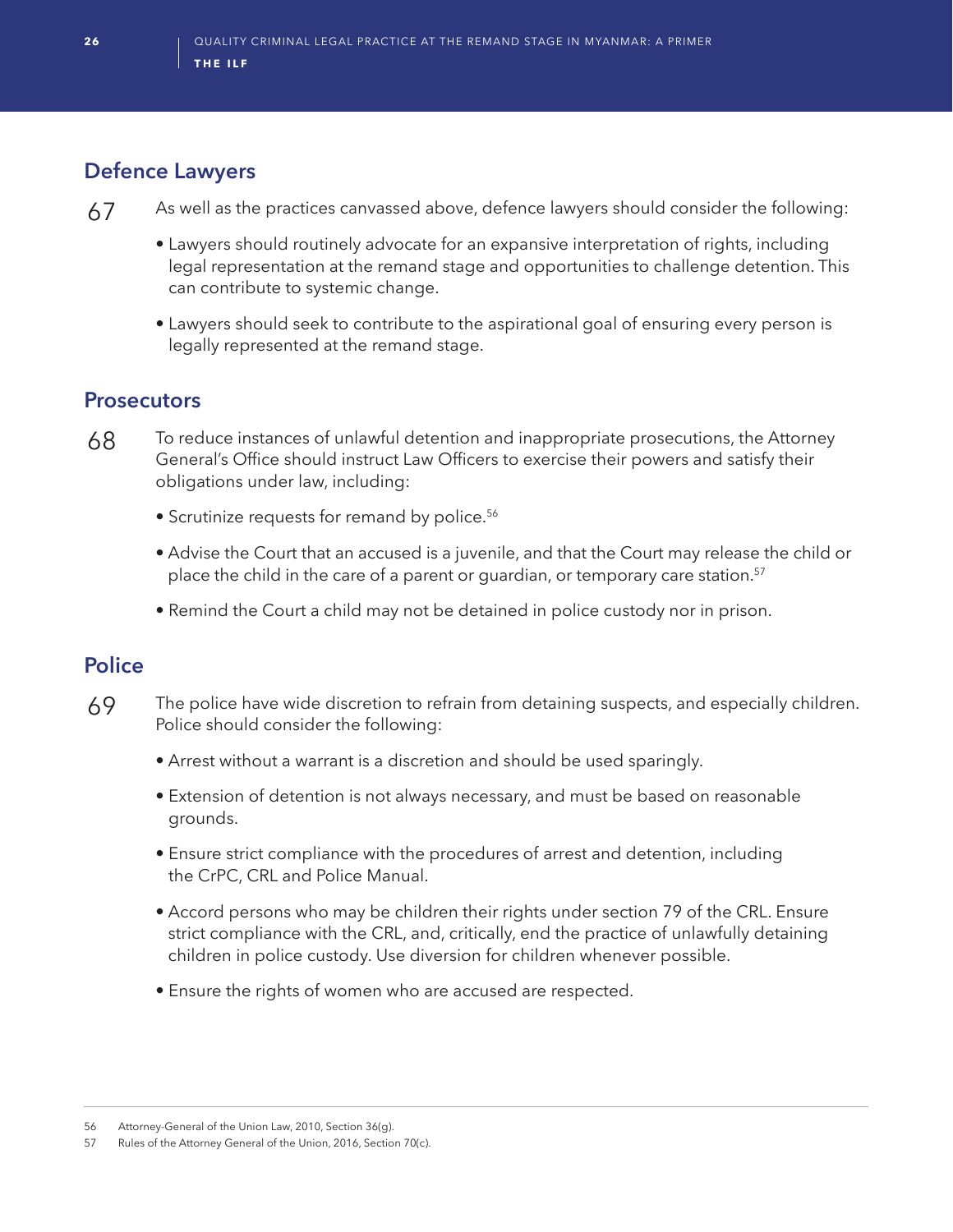## Defence Lawyers

67 As well as the practices canvassed above, defence lawyers should consider the following:

- Lawyers should routinely advocate for an expansive interpretation of rights, including legal representation at the remand stage and opportunities to challenge detention. This can contribute to systemic change.
- Lawyers should seek to contribute to the aspirational goal of ensuring every person is legally represented at the remand stage.

## Prosecutors

68 To reduce instances of unlawful detention and inappropriate prosecutions, the Attorney General's Office should instruct Law Officers to exercise their powers and satisfy their obligations under law, including:

- Scrutinize requests for remand by police.[56]
- Advise the Court that an accused is a juvenile, and that the Court may release the child or place the child in the care of a parent or guardian, or temporary care station.[57]
- Remind the Court a child may not be detained in police custody nor in prison.

## Police

69 The police have wide discretion to refrain from detaining suspects, and especially children. Police should consider the following:

- Arrest without a warrant is a discretion and should be used sparingly.
- Extension of detention is not always necessary, and must be based on reasonable grounds.
- Ensure strict compliance with the procedures of arrest and detention, including the CrPC, CRL and Police Manual.
- Accord persons who may be children their rights under section 79 of the CRL. Ensure strict compliance with the CRL, and, critically, end the practice of unlawfully detaining children in police custody. Use diversion for children whenever possible.
- Ensure the rights of women who are accused are respected.

---

56 Attorney-General of the Union Law, 2010, Section 36(g).

57 Rules of the Attorney General of the Union, 2016, Section 70(c).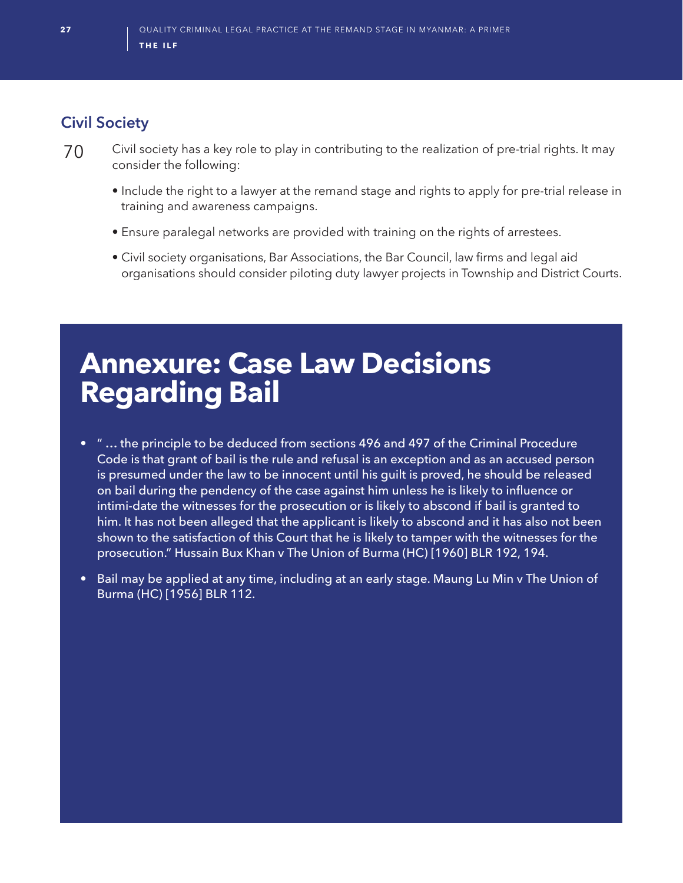## Civil Society

70 Civil society has a key role to play in contributing to the realization of pre-trial rights. It may consider the following:

- Include the right to a lawyer at the remand stage and rights to apply for pre-trial release in training and awareness campaigns.
- Ensure paralegal networks are provided with training on the rights of arrestees.
- Civil society organisations, Bar Associations, the Bar Council, law firms and legal aid organisations should consider piloting duty lawyer projects in Township and District Courts.

# Annexure: Case Law Decisions Regarding Bail

- " ... the principle to be deduced from sections 496 and 497 of the Criminal Procedure Code is that grant of bail is the rule and refusal is an exception and as an accused person is presumed under the law to be innocent until his guilt is proved, he should be released on bail during the pendency of the case against him unless he is likely to influence or intimi-date the witnesses for the prosecution or is likely to abscond if bail is granted to him. It has not been alleged that the applicant is likely to abscond and it has also not been shown to the satisfaction of this Court that he is likely to tamper with the witnesses for the prosecution." Hussain Bux Khan v The Union of Burma (HC) [1960] BLR 192, 194.
- Bail may be applied at any time, including at an early stage. Maung Lu Min v The Union of Burma (HC) [1956] BLR 112.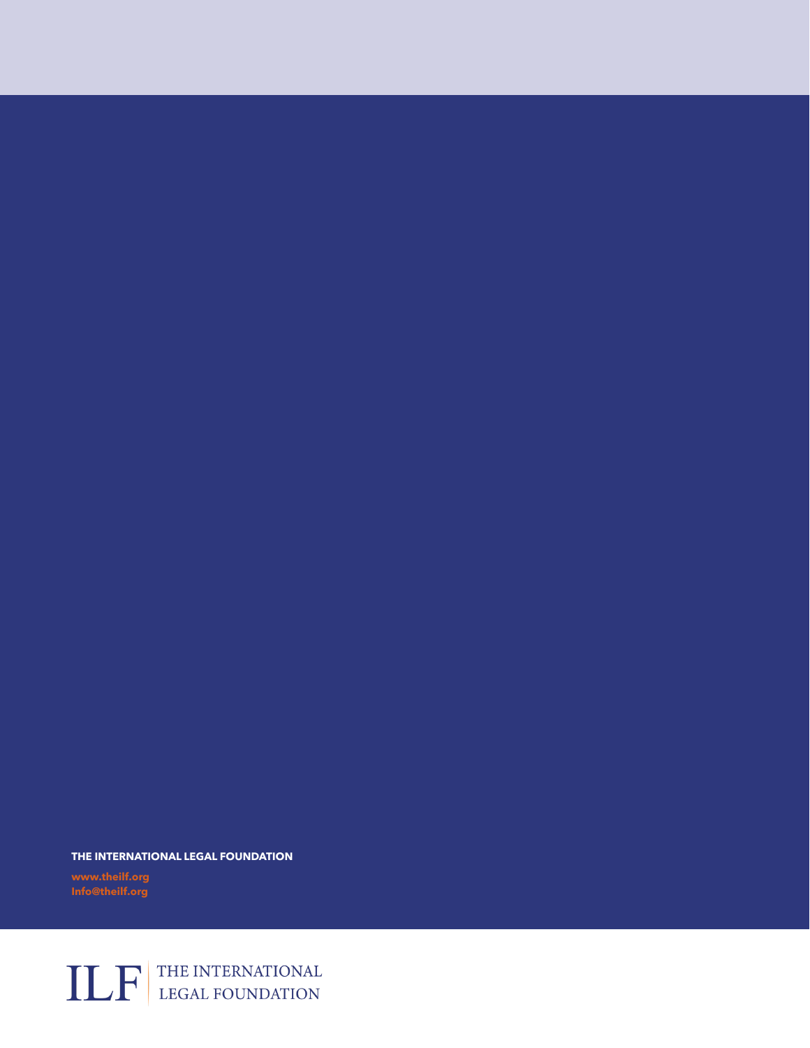**THE INTERNATIONAL LEGAL FOUNDATION**

www.theilf.org
Info@theilf.org

ILF | THE INTERNATIONAL LEGAL FOUNDATION